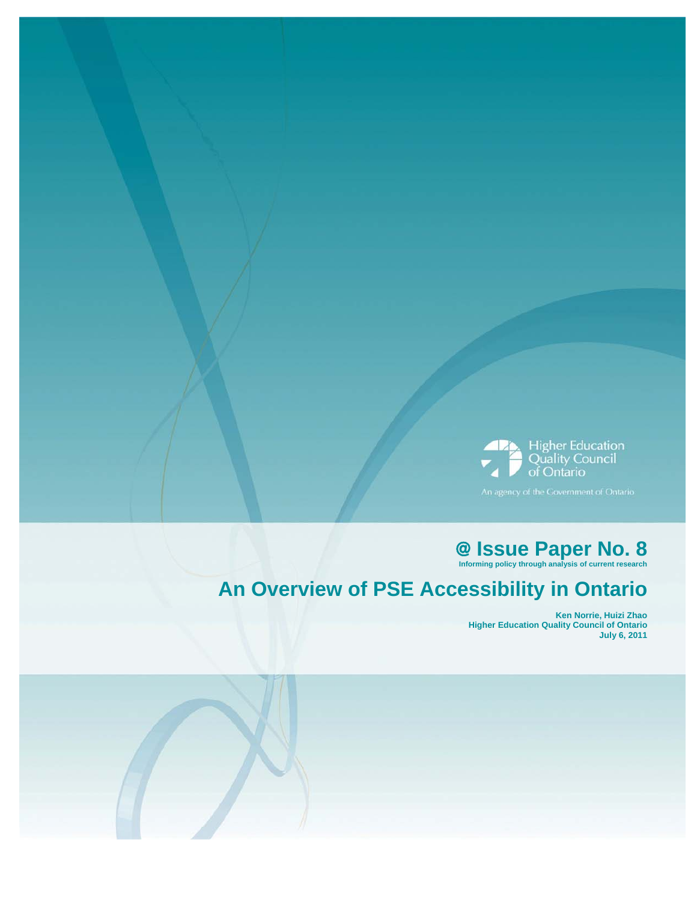Higher Education Quality Council of Ontario

An agency of the Government of Ontario

# @ Issue Paper No. 8

**Informing policy through analysis of current research**

# An Overview of PSE Accessibility in Ontario

**Ken Norrie, Huizi Zhao**
**Higher Education Quality Council of Ontario**
**July 6, 2011**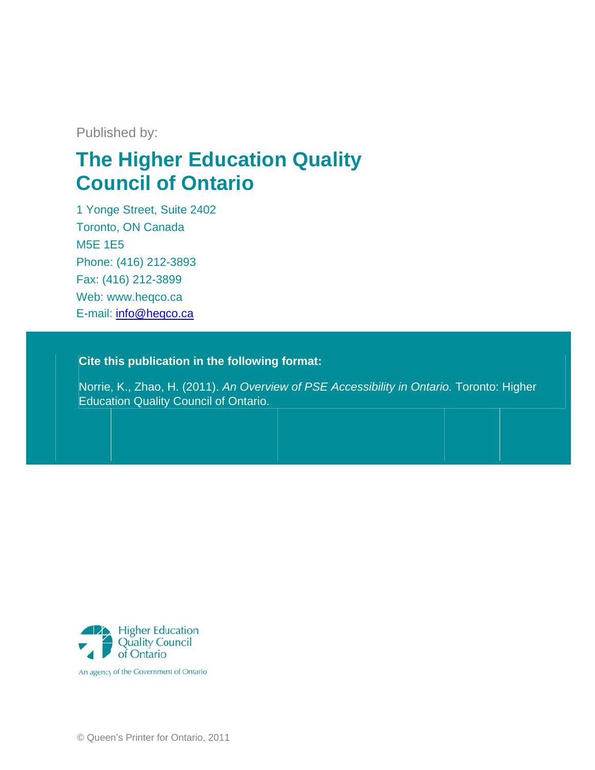Published by:

# The Higher Education Quality Council of Ontario

1 Yonge Street, Suite 2402
Toronto, ON Canada
M5E 1E5
Phone: (416) 212-3893
Fax: (416) 212-3899
Web: www.heqco.ca
E-mail: info@heqco.ca

**Cite this publication in the following format:**

Norrie, K., Zhao, H. (2011). *An Overview of PSE Accessibility in Ontario.* Toronto: Higher Education Quality Council of Ontario.

Higher Education Quality Council of Ontario
An agency of the Government of Ontario

© Queen's Printer for Ontario, 2011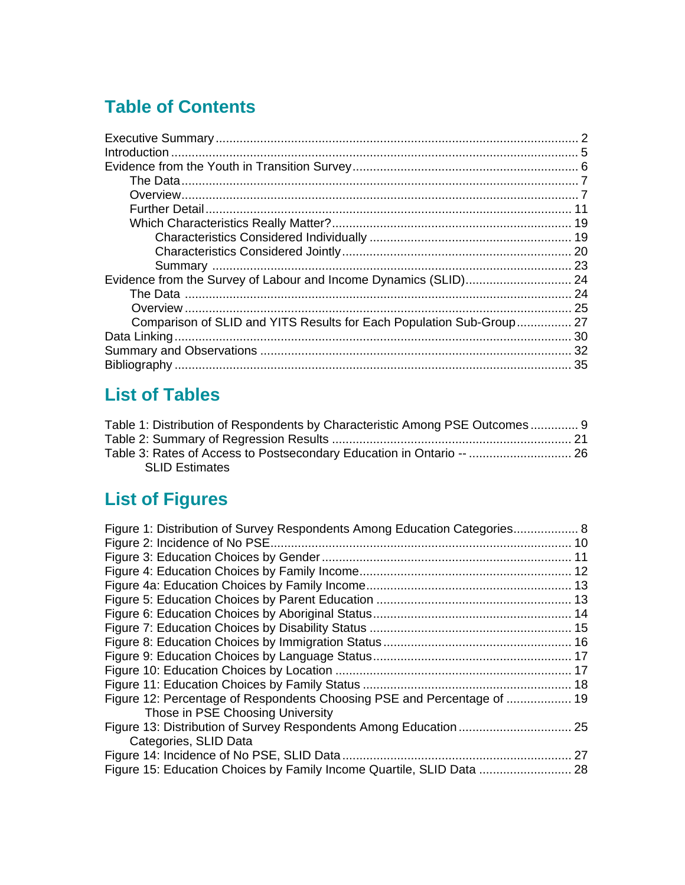## Table of Contents

Executive Summary ..... 2
Introduction ..... 5
Evidence from the Youth in Transition Survey ..... 6
- The Data ..... 7
- Overview ..... 7
- Further Detail ..... 11
- Which Characteristics Really Matter? ..... 19
  - Characteristics Considered Individually ..... 19
  - Characteristics Considered Jointly ..... 20
  - Summary ..... 23

Evidence from the Survey of Labour and Income Dynamics (SLID) ..... 24
- The Data ..... 24
- Overview ..... 25
- Comparison of SLID and YITS Results for Each Population Sub-Group ..... 27

Data Linking ..... 30
Summary and Observations ..... 32
Bibliography ..... 35

## List of Tables

Table 1: Distribution of Respondents by Characteristic Among PSE Outcomes ..... 9
Table 2: Summary of Regression Results ..... 21
Table 3: Rates of Access to Postsecondary Education in Ontario -- SLID Estimates ..... 26

## List of Figures

Figure 1: Distribution of Survey Respondents Among Education Categories ..... 8
Figure 2: Incidence of No PSE ..... 10
Figure 3: Education Choices by Gender ..... 11
Figure 4: Education Choices by Family Income ..... 12
Figure 4a: Education Choices by Family Income ..... 13
Figure 5: Education Choices by Parent Education ..... 13
Figure 6: Education Choices by Aboriginal Status ..... 14
Figure 7: Education Choices by Disability Status ..... 15
Figure 8: Education Choices by Immigration Status ..... 16
Figure 9: Education Choices by Language Status ..... 17
Figure 10: Education Choices by Location ..... 17
Figure 11: Education Choices by Family Status ..... 18
Figure 12: Percentage of Respondents Choosing PSE and Percentage of Those in PSE Choosing University ..... 19
Figure 13: Distribution of Survey Respondents Among Education Categories, SLID Data ..... 25
Figure 14: Incidence of No PSE, SLID Data ..... 27
Figure 15: Education Choices by Family Income Quartile, SLID Data ..... 28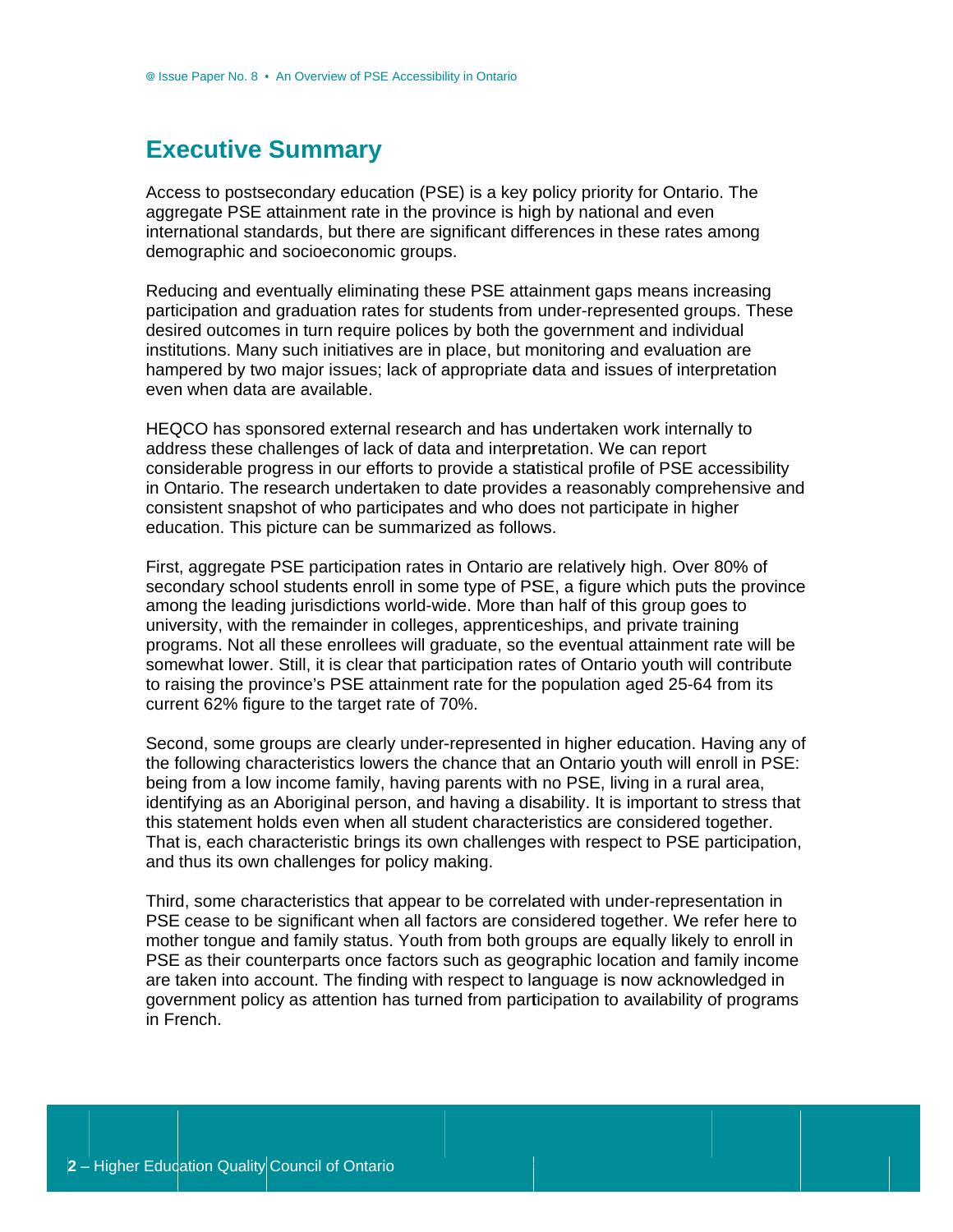## Executive Summary

Access to postsecondary education (PSE) is a key policy priority for Ontario. The aggregate PSE attainment rate in the province is high by national and even international standards, but there are significant differences in these rates among demographic and socioeconomic groups.

Reducing and eventually eliminating these PSE attainment gaps means increasing participation and graduation rates for students from under-represented groups. These desired outcomes in turn require polices by both the government and individual institutions. Many such initiatives are in place, but monitoring and evaluation are hampered by two major issues; lack of appropriate data and issues of interpretation even when data are available.

HEQCO has sponsored external research and has undertaken work internally to address these challenges of lack of data and interpretation. We can report considerable progress in our efforts to provide a statistical profile of PSE accessibility in Ontario. The research undertaken to date provides a reasonably comprehensive and consistent snapshot of who participates and who does not participate in higher education. This picture can be summarized as follows.

First, aggregate PSE participation rates in Ontario are relatively high. Over 80% of secondary school students enroll in some type of PSE, a figure which puts the province among the leading jurisdictions world-wide. More than half of this group goes to university, with the remainder in colleges, apprenticeships, and private training programs. Not all these enrollees will graduate, so the eventual attainment rate will be somewhat lower. Still, it is clear that participation rates of Ontario youth will contribute to raising the province's PSE attainment rate for the population aged 25-64 from its current 62% figure to the target rate of 70%.

Second, some groups are clearly under-represented in higher education. Having any of the following characteristics lowers the chance that an Ontario youth will enroll in PSE: being from a low income family, having parents with no PSE, living in a rural area, identifying as an Aboriginal person, and having a disability. It is important to stress that this statement holds even when all student characteristics are considered together. That is, each characteristic brings its own challenges with respect to PSE participation, and thus its own challenges for policy making.

Third, some characteristics that appear to be correlated with under-representation in PSE cease to be significant when all factors are considered together. We refer here to mother tongue and family status. Youth from both groups are equally likely to enroll in PSE as their counterparts once factors such as geographic location and family income are taken into account. The finding with respect to language is now acknowledged in government policy as attention has turned from participation to availability of programs in French.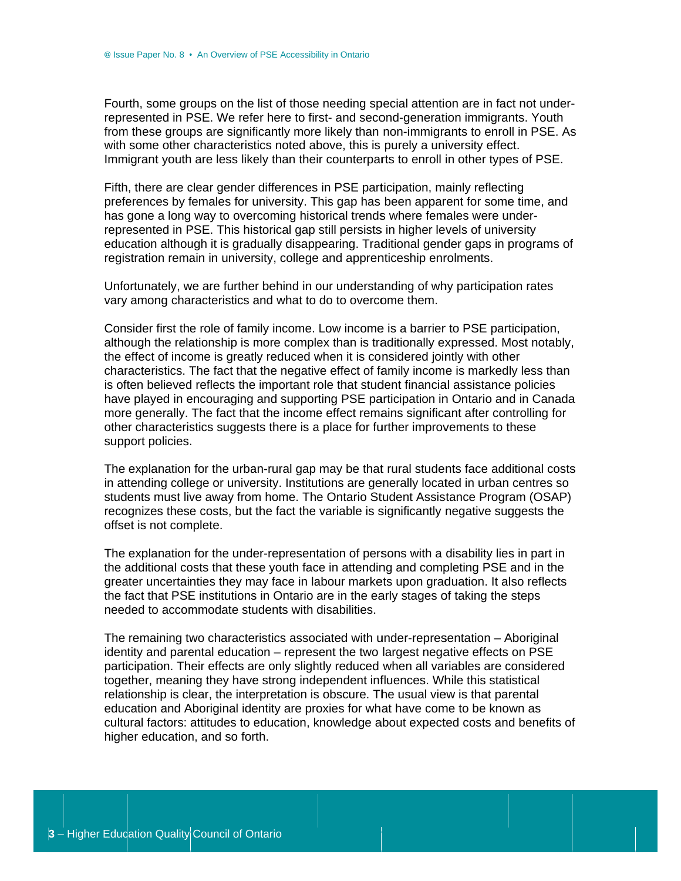Fourth, some groups on the list of those needing special attention are in fact not under-represented in PSE. We refer here to first- and second-generation immigrants. Youth from these groups are significantly more likely than non-immigrants to enroll in PSE. As with some other characteristics noted above, this is purely a university effect. Immigrant youth are less likely than their counterparts to enroll in other types of PSE.

Fifth, there are clear gender differences in PSE participation, mainly reflecting preferences by females for university. This gap has been apparent for some time, and has gone a long way to overcoming historical trends where females were under-represented in PSE. This historical gap still persists in higher levels of university education although it is gradually disappearing. Traditional gender gaps in programs of registration remain in university, college and apprenticeship enrolments.

Unfortunately, we are further behind in our understanding of why participation rates vary among characteristics and what to do to overcome them.

Consider first the role of family income. Low income is a barrier to PSE participation, although the relationship is more complex than is traditionally expressed. Most notably, the effect of income is greatly reduced when it is considered jointly with other characteristics. The fact that the negative effect of family income is markedly less than is often believed reflects the important role that student financial assistance policies have played in encouraging and supporting PSE participation in Ontario and in Canada more generally. The fact that the income effect remains significant after controlling for other characteristics suggests there is a place for further improvements to these support policies.

The explanation for the urban-rural gap may be that rural students face additional costs in attending college or university. Institutions are generally located in urban centres so students must live away from home. The Ontario Student Assistance Program (OSAP) recognizes these costs, but the fact the variable is significantly negative suggests the offset is not complete.

The explanation for the under-representation of persons with a disability lies in part in the additional costs that these youth face in attending and completing PSE and in the greater uncertainties they may face in labour markets upon graduation. It also reflects the fact that PSE institutions in Ontario are in the early stages of taking the steps needed to accommodate students with disabilities.

The remaining two characteristics associated with under-representation – Aboriginal identity and parental education – represent the two largest negative effects on PSE participation. Their effects are only slightly reduced when all variables are considered together, meaning they have strong independent influences. While this statistical relationship is clear, the interpretation is obscure. The usual view is that parental education and Aboriginal identity are proxies for what have come to be known as cultural factors: attitudes to education, knowledge about expected costs and benefits of higher education, and so forth.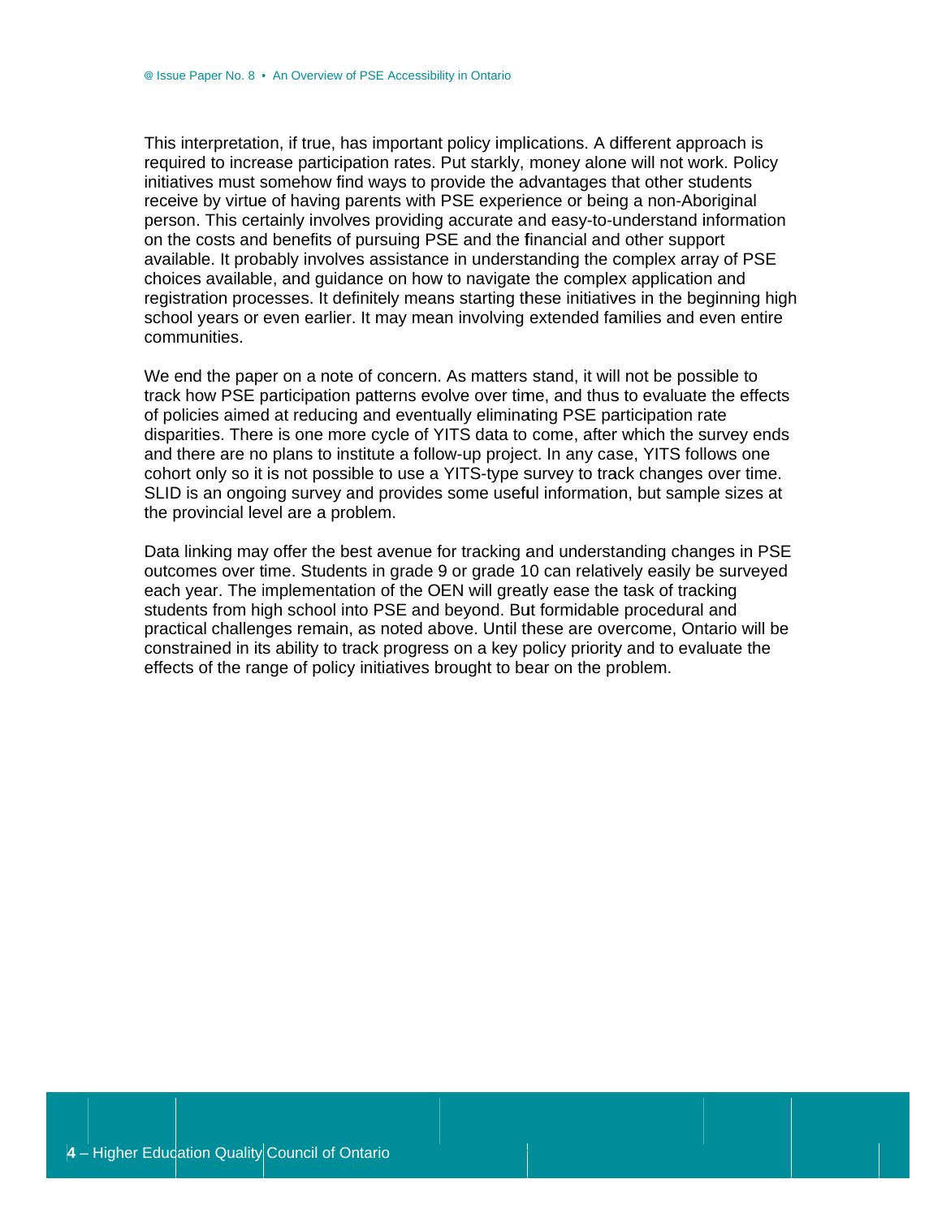This interpretation, if true, has important policy implications. A different approach is required to increase participation rates. Put starkly, money alone will not work. Policy initiatives must somehow find ways to provide the advantages that other students receive by virtue of having parents with PSE experience or being a non-Aboriginal person. This certainly involves providing accurate and easy-to-understand information on the costs and benefits of pursuing PSE and the financial and other support available. It probably involves assistance in understanding the complex array of PSE choices available, and guidance on how to navigate the complex application and registration processes. It definitely means starting these initiatives in the beginning high school years or even earlier. It may mean involving extended families and even entire communities.

We end the paper on a note of concern. As matters stand, it will not be possible to track how PSE participation patterns evolve over time, and thus to evaluate the effects of policies aimed at reducing and eventually eliminating PSE participation rate disparities. There is one more cycle of YITS data to come, after which the survey ends and there are no plans to institute a follow-up project. In any case, YITS follows one cohort only so it is not possible to use a YITS-type survey to track changes over time. SLID is an ongoing survey and provides some useful information, but sample sizes at the provincial level are a problem.

Data linking may offer the best avenue for tracking and understanding changes in PSE outcomes over time. Students in grade 9 or grade 10 can relatively easily be surveyed each year. The implementation of the OEN will greatly ease the task of tracking students from high school into PSE and beyond. But formidable procedural and practical challenges remain, as noted above. Until these are overcome, Ontario will be constrained in its ability to track progress on a key policy priority and to evaluate the effects of the range of policy initiatives brought to bear on the problem.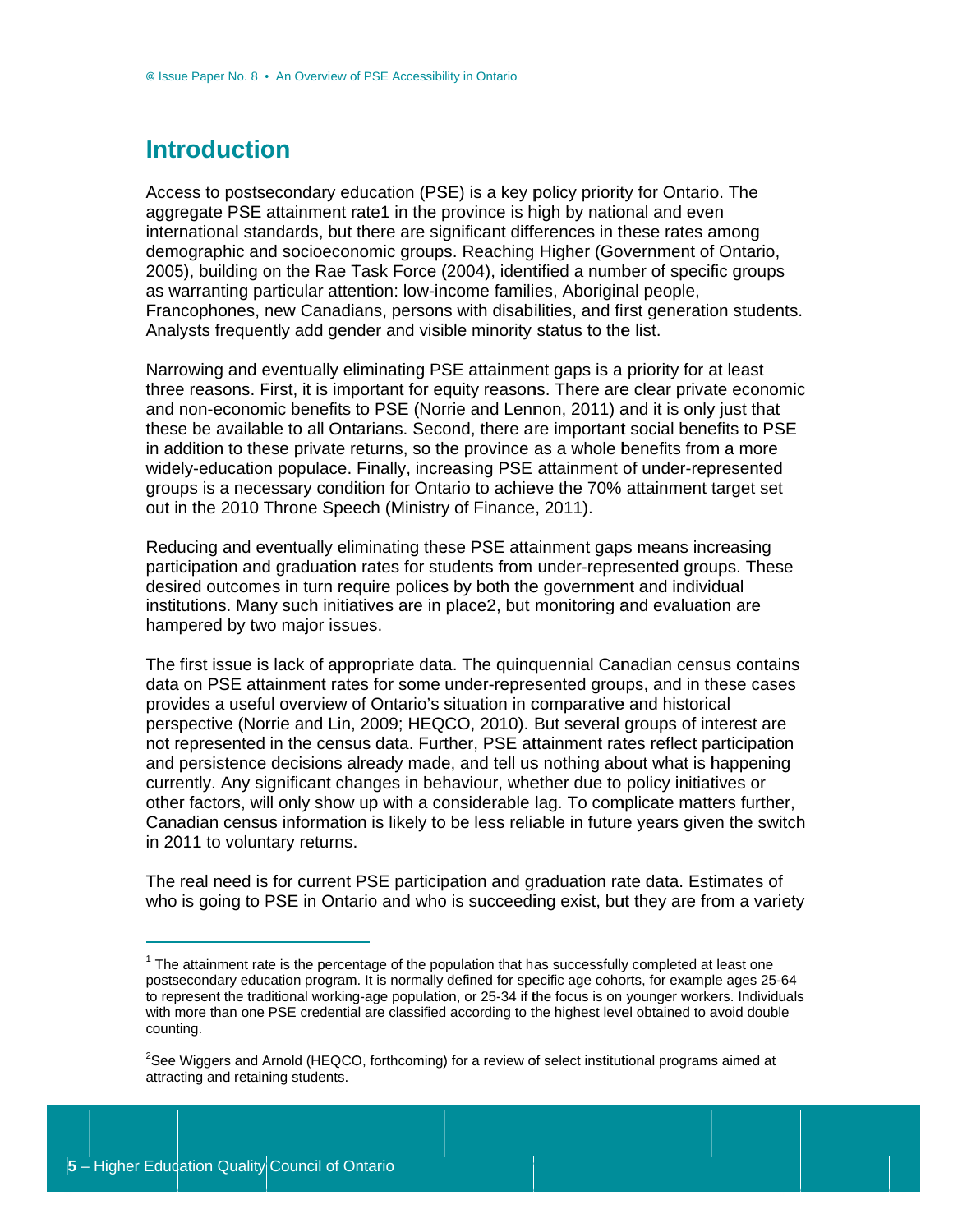# Introduction

Access to postsecondary education (PSE) is a key policy priority for Ontario. The aggregate PSE attainment rate[1] in the province is high by national and even international standards, but there are significant differences in these rates among demographic and socioeconomic groups. Reaching Higher (Government of Ontario, 2005), building on the Rae Task Force (2004), identified a number of specific groups as warranting particular attention: low-income families, Aboriginal people, Francophones, new Canadians, persons with disabilities, and first generation students. Analysts frequently add gender and visible minority status to the list.

Narrowing and eventually eliminating PSE attainment gaps is a priority for at least three reasons. First, it is important for equity reasons. There are clear private economic and non-economic benefits to PSE (Norrie and Lennon, 2011) and it is only just that these be available to all Ontarians. Second, there are important social benefits to PSE in addition to these private returns, so the province as a whole benefits from a more widely-education populace. Finally, increasing PSE attainment of under-represented groups is a necessary condition for Ontario to achieve the 70% attainment target set out in the 2010 Throne Speech (Ministry of Finance, 2011).

Reducing and eventually eliminating these PSE attainment gaps means increasing participation and graduation rates for students from under-represented groups. These desired outcomes in turn require polices by both the government and individual institutions. Many such initiatives are in place[2], but monitoring and evaluation are hampered by two major issues.

The first issue is lack of appropriate data. The quinquennial Canadian census contains data on PSE attainment rates for some under-represented groups, and in these cases provides a useful overview of Ontario's situation in comparative and historical perspective (Norrie and Lin, 2009; HEQCO, 2010). But several groups of interest are not represented in the census data. Further, PSE attainment rates reflect participation and persistence decisions already made, and tell us nothing about what is happening currently. Any significant changes in behaviour, whether due to policy initiatives or other factors, will only show up with a considerable lag. To complicate matters further, Canadian census information is likely to be less reliable in future years given the switch in 2011 to voluntary returns.

The real need is for current PSE participation and graduation rate data. Estimates of who is going to PSE in Ontario and who is succeeding exist, but they are from a variety

---

[1] The attainment rate is the percentage of the population that has successfully completed at least one postsecondary education program. It is normally defined for specific age cohorts, for example ages 25-64 to represent the traditional working-age population, or 25-34 if the focus is on younger workers. Individuals with more than one PSE credential are classified according to the highest level obtained to avoid double counting.

[2] See Wiggers and Arnold (HEQCO, forthcoming) for a review of select institutional programs aimed at attracting and retaining students.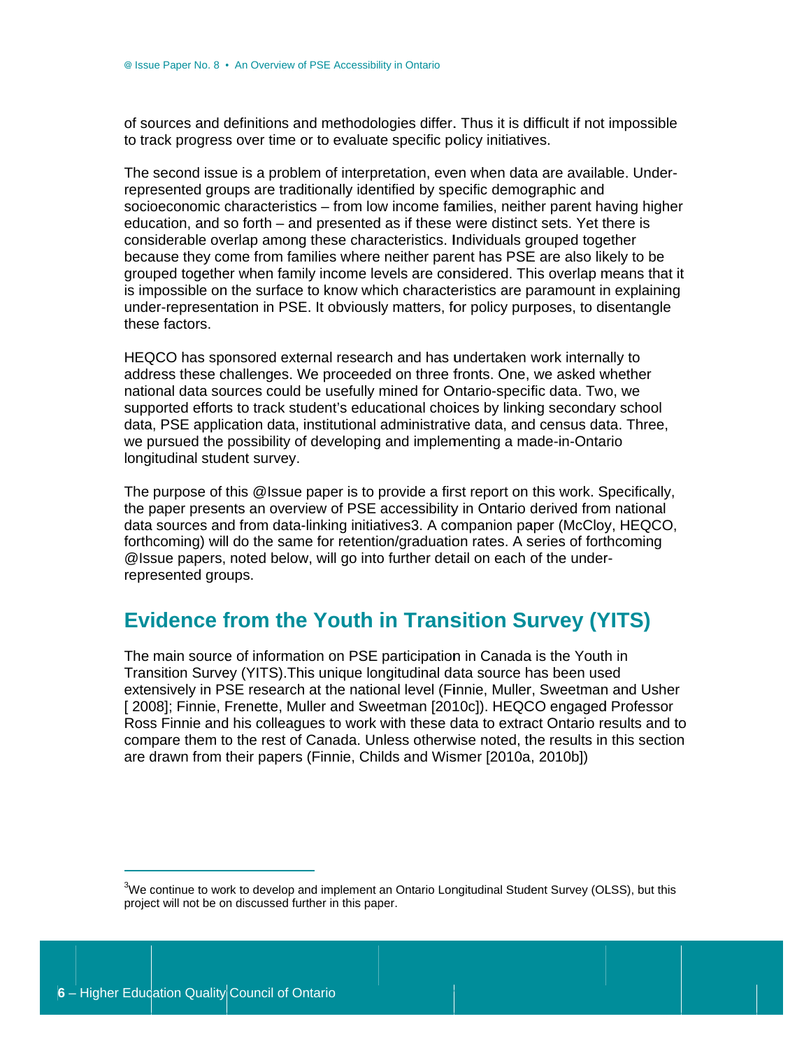of sources and definitions and methodologies differ. Thus it is difficult if not impossible to track progress over time or to evaluate specific policy initiatives.

The second issue is a problem of interpretation, even when data are available. Under-represented groups are traditionally identified by specific demographic and socioeconomic characteristics – from low income families, neither parent having higher education, and so forth – and presented as if these were distinct sets. Yet there is considerable overlap among these characteristics. Individuals grouped together because they come from families where neither parent has PSE are also likely to be grouped together when family income levels are considered. This overlap means that it is impossible on the surface to know which characteristics are paramount in explaining under-representation in PSE. It obviously matters, for policy purposes, to disentangle these factors.

HEQCO has sponsored external research and has undertaken work internally to address these challenges. We proceeded on three fronts. One, we asked whether national data sources could be usefully mined for Ontario-specific data. Two, we supported efforts to track student's educational choices by linking secondary school data, PSE application data, institutional administrative data, and census data. Three, we pursued the possibility of developing and implementing a made-in-Ontario longitudinal student survey.

The purpose of this @Issue paper is to provide a first report on this work. Specifically, the paper presents an overview of PSE accessibility in Ontario derived from national data sources and from data-linking initiatives[3]. A companion paper (McCloy, HEQCO, forthcoming) will do the same for retention/graduation rates. A series of forthcoming @Issue papers, noted below, will go into further detail on each of the under-represented groups.

## Evidence from the Youth in Transition Survey (YITS)

The main source of information on PSE participation in Canada is the Youth in Transition Survey (YITS).This unique longitudinal data source has been used extensively in PSE research at the national level (Finnie, Muller, Sweetman and Usher [ 2008]; Finnie, Frenette, Muller and Sweetman [2010c]). HEQCO engaged Professor Ross Finnie and his colleagues to work with these data to extract Ontario results and to compare them to the rest of Canada. Unless otherwise noted, the results in this section are drawn from their papers (Finnie, Childs and Wismer [2010a, 2010b])

[3]We continue to work to develop and implement an Ontario Longitudinal Student Survey (OLSS), but this project will not be on discussed further in this paper.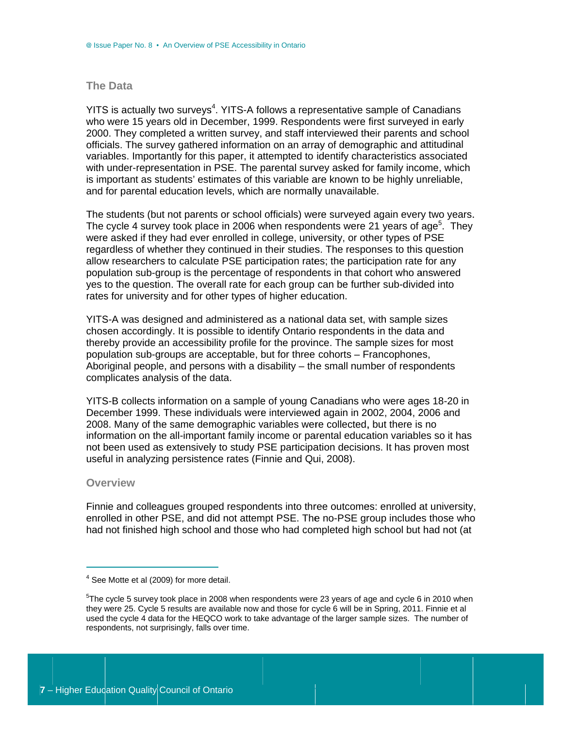## The Data

YITS is actually two surveys[4]. YITS-A follows a representative sample of Canadians who were 15 years old in December, 1999. Respondents were first surveyed in early 2000. They completed a written survey, and staff interviewed their parents and school officials. The survey gathered information on an array of demographic and attitudinal variables. Importantly for this paper, it attempted to identify characteristics associated with under-representation in PSE. The parental survey asked for family income, which is important as students' estimates of this variable are known to be highly unreliable, and for parental education levels, which are normally unavailable.

The students (but not parents or school officials) were surveyed again every two years. The cycle 4 survey took place in 2006 when respondents were 21 years of age[5]. They were asked if they had ever enrolled in college, university, or other types of PSE regardless of whether they continued in their studies. The responses to this question allow researchers to calculate PSE participation rates; the participation rate for any population sub-group is the percentage of respondents in that cohort who answered yes to the question. The overall rate for each group can be further sub-divided into rates for university and for other types of higher education.

YITS-A was designed and administered as a national data set, with sample sizes chosen accordingly. It is possible to identify Ontario respondents in the data and thereby provide an accessibility profile for the province. The sample sizes for most population sub-groups are acceptable, but for three cohorts – Francophones, Aboriginal people, and persons with a disability – the small number of respondents complicates analysis of the data.

YITS-B collects information on a sample of young Canadians who were ages 18-20 in December 1999. These individuals were interviewed again in 2002, 2004, 2006 and 2008. Many of the same demographic variables were collected, but there is no information on the all-important family income or parental education variables so it has not been used as extensively to study PSE participation decisions. It has proven most useful in analyzing persistence rates (Finnie and Qui, 2008).

## Overview

Finnie and colleagues grouped respondents into three outcomes: enrolled at university, enrolled in other PSE, and did not attempt PSE. The no-PSE group includes those who had not finished high school and those who had completed high school but had not (at

---

[4] See Motte et al (2009) for more detail.

[5] The cycle 5 survey took place in 2008 when respondents were 23 years of age and cycle 6 in 2010 when they were 25. Cycle 5 results are available now and those for cycle 6 will be in Spring, 2011. Finnie et al used the cycle 4 data for the HEQCO work to take advantage of the larger sample sizes. The number of respondents, not surprisingly, falls over time.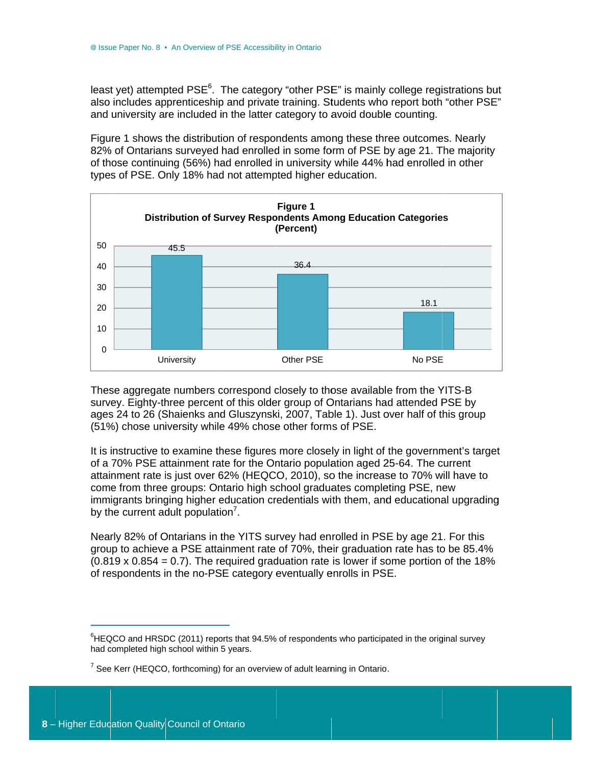least yet) attempted PSE[6]. The category “other PSE” is mainly college registrations but also includes apprenticeship and private training. Students who report both “other PSE” and university are included in the latter category to avoid double counting.

Figure 1 shows the distribution of respondents among these three outcomes. Nearly 82% of Ontarians surveyed had enrolled in some form of PSE by age 21. The majority of those continuing (56%) had enrolled in university while 44% had enrolled in other types of PSE. Only 18% had not attempted higher education.

**Figure 1**
**Distribution of Survey Respondents Among Education Categories**
**(Percent)**

50
40
30
20
10
0

45.5
36.4
18.1

University
Other PSE
No PSE

These aggregate numbers correspond closely to those available from the YITS-B survey. Eighty-three percent of this older group of Ontarians had attended PSE by ages 24 to 26 (Shaienks and Gluszynski, 2007, Table 1). Just over half of this group (51%) chose university while 49% chose other forms of PSE.

It is instructive to examine these figures more closely in light of the government’s target of a 70% PSE attainment rate for the Ontario population aged 25-64. The current attainment rate is just over 62% (HEQCO, 2010), so the increase to 70% will have to come from three groups: Ontario high school graduates completing PSE, new immigrants bringing higher education credentials with them, and educational upgrading by the current adult population[7].

Nearly 82% of Ontarians in the YITS survey had enrolled in PSE by age 21. For this group to achieve a PSE attainment rate of 70%, their graduation rate has to be 85.4% ($0.819 \times 0.854 = 0.7$). The required graduation rate is lower if some portion of the 18% of respondents in the no-PSE category eventually enrolls in PSE.

---

[6] HEQCO and HRSDC (2011) reports that 94.5% of respondents who participated in the original survey had completed high school within 5 years.

[7] See Kerr (HEQCO, forthcoming) for an overview of adult learning in Ontario.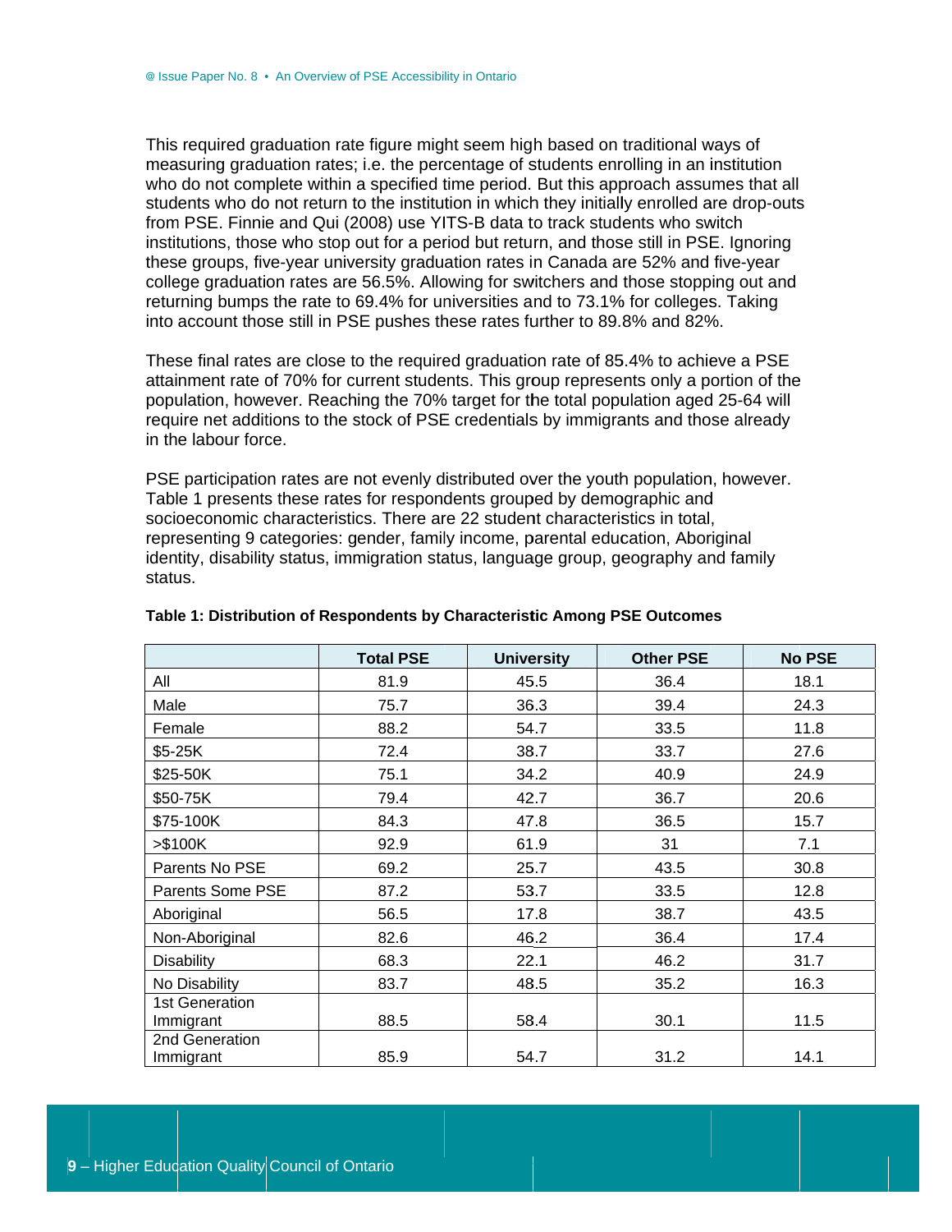This required graduation rate figure might seem high based on traditional ways of measuring graduation rates; i.e. the percentage of students enrolling in an institution who do not complete within a specified time period. But this approach assumes that all students who do not return to the institution in which they initially enrolled are drop-outs from PSE. Finnie and Qui (2008) use YITS-B data to track students who switch institutions, those who stop out for a period but return, and those still in PSE. Ignoring these groups, five-year university graduation rates in Canada are 52% and five-year college graduation rates are 56.5%. Allowing for switchers and those stopping out and returning bumps the rate to 69.4% for universities and to 73.1% for colleges. Taking into account those still in PSE pushes these rates further to 89.8% and 82%.

These final rates are close to the required graduation rate of 85.4% to achieve a PSE attainment rate of 70% for current students. This group represents only a portion of the population, however. Reaching the 70% target for the total population aged 25-64 will require net additions to the stock of PSE credentials by immigrants and those already in the labour force.

PSE participation rates are not evenly distributed over the youth population, however. Table 1 presents these rates for respondents grouped by demographic and socioeconomic characteristics. There are 22 student characteristics in total, representing 9 categories: gender, family income, parental education, Aboriginal identity, disability status, immigration status, language group, geography and family status.

**Table 1: Distribution of Respondents by Characteristic Among PSE Outcomes**

| | Total PSE | University | Other PSE | No PSE |
|---|---|---|---|---|
| All | 81.9 | 45.5 | 36.4 | 18.1 |
| Male | 75.7 | 36.3 | 39.4 | 24.3 |
| Female | 88.2 | 54.7 | 33.5 | 11.8 |
| $5-25K | 72.4 | 38.7 | 33.7 | 27.6 |
| $25-50K | 75.1 | 34.2 | 40.9 | 24.9 |
| $50-75K | 79.4 | 42.7 | 36.7 | 20.6 |
| $75-100K | 84.3 | 47.8 | 36.5 | 15.7 |
| >$100K | 92.9 | 61.9 | 31 | 7.1 |
| Parents No PSE | 69.2 | 25.7 | 43.5 | 30.8 |
| Parents Some PSE | 87.2 | 53.7 | 33.5 | 12.8 |
| Aboriginal | 56.5 | 17.8 | 38.7 | 43.5 |
| Non-Aboriginal | 82.6 | 46.2 | 36.4 | 17.4 |
| Disability | 68.3 | 22.1 | 46.2 | 31.7 |
| No Disability | 83.7 | 48.5 | 35.2 | 16.3 |
| 1st Generation Immigrant | 88.5 | 58.4 | 30.1 | 11.5 |
| 2nd Generation Immigrant | 85.9 | 54.7 | 31.2 | 14.1 |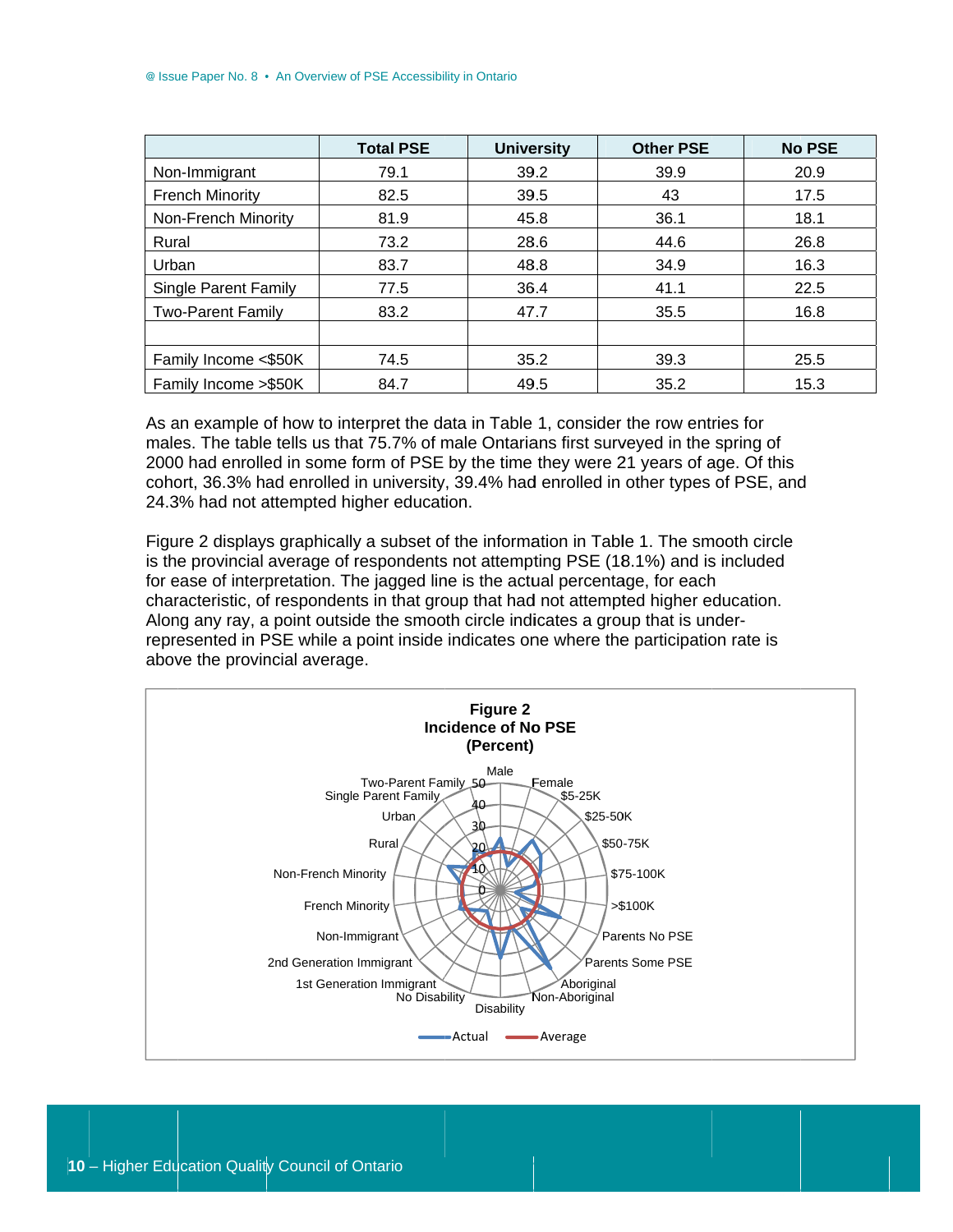| | Total PSE | University | Other PSE | No PSE |
|---|---|---|---|---|
| Non-Immigrant | 79.1 | 39.2 | 39.9 | 20.9 |
| French Minority | 82.5 | 39.5 | 43 | 17.5 |
| Non-French Minority | 81.9 | 45.8 | 36.1 | 18.1 |
| Rural | 73.2 | 28.6 | 44.6 | 26.8 |
| Urban | 83.7 | 48.8 | 34.9 | 16.3 |
| Single Parent Family | 77.5 | 36.4 | 41.1 | 22.5 |
| Two-Parent Family | 83.2 | 47.7 | 35.5 | 16.8 |
| | | | | |
| Family Income <$50K | 74.5 | 35.2 | 39.3 | 25.5 |
| Family Income >$50K | 84.7 | 49.5 | 35.2 | 15.3 |

As an example of how to interpret the data in Table 1, consider the row entries for males. The table tells us that 75.7% of male Ontarians first surveyed in the spring of 2000 had enrolled in some form of PSE by the time they were 21 years of age. Of this cohort, 36.3% had enrolled in university, 39.4% had enrolled in other types of PSE, and 24.3% had not attempted higher education.

Figure 2 displays graphically a subset of the information in Table 1. The smooth circle is the provincial average of respondents not attempting PSE (18.1%) and is included for ease of interpretation. The jagged line is the actual percentage, for each characteristic, of respondents in that group that had not attempted higher education. Along any ray, a point outside the smooth circle indicates a group that is under-represented in PSE while a point inside indicates one where the participation rate is above the provincial average.

**Figure 2**
**Incidence of No PSE**
**(Percent)**

Male
Female
$5-25K
$25-50K
$50-75K
$75-100K
>$100K
Parents No PSE
Parents Some PSE
Aboriginal
Non-Aboriginal
Disability
No Disability
1st Generation Immigrant
2nd Generation Immigrant
Non-Immigrant
French Minority
Non-French Minority
Rural
Urban
Single Parent Family
Two-Parent Family

0
10
20
30
40
50

Actual
Average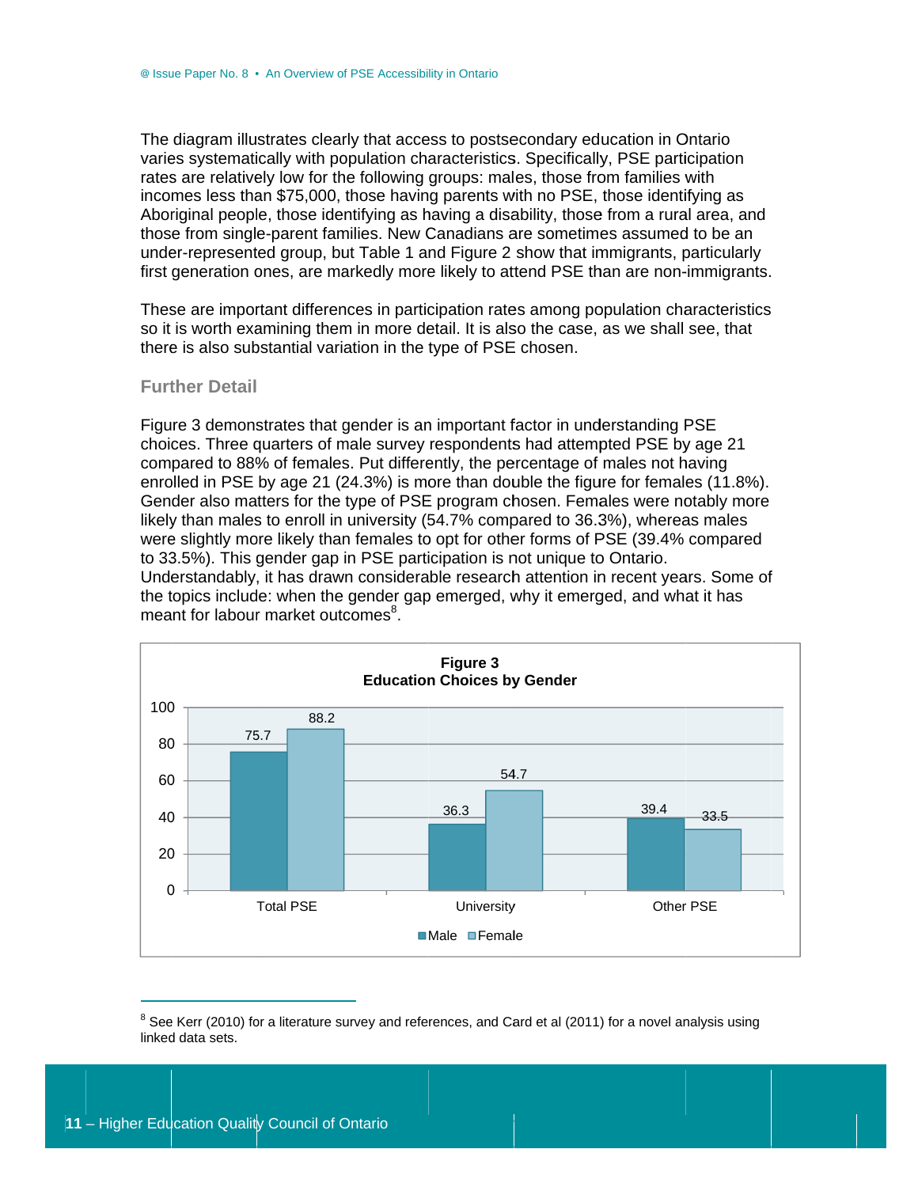The diagram illustrates clearly that access to postsecondary education in Ontario varies systematically with population characteristics. Specifically, PSE participation rates are relatively low for the following groups: males, those from families with incomes less than $75,000, those having parents with no PSE, those identifying as Aboriginal people, those identifying as having a disability, those from a rural area, and those from single-parent families. New Canadians are sometimes assumed to be an under-represented group, but Table 1 and Figure 2 show that immigrants, particularly first generation ones, are markedly more likely to attend PSE than are non-immigrants.

These are important differences in participation rates among population characteristics so it is worth examining them in more detail. It is also the case, as we shall see, that there is also substantial variation in the type of PSE chosen.

### Further Detail

Figure 3 demonstrates that gender is an important factor in understanding PSE choices. Three quarters of male survey respondents had attempted PSE by age 21 compared to 88% of females. Put differently, the percentage of males not having enrolled in PSE by age 21 (24.3%) is more than double the figure for females (11.8%). Gender also matters for the type of PSE program chosen. Females were notably more likely than males to enroll in university (54.7% compared to 36.3%), whereas males were slightly more likely than females to opt for other forms of PSE (39.4% compared to 33.5%). This gender gap in PSE participation is not unique to Ontario. Understandably, it has drawn considerable research attention in recent years. Some of the topics include: when the gender gap emerged, why it emerged, and what it has meant for labour market outcomes[8].

**Figure 3**
**Education Choices by Gender**

100
80
60
40
20
0

75.7
88.2
54.7
36.3
39.4
33.5

Total PSE
University
Other PSE

Male
Female

[8] See Kerr (2010) for a literature survey and references, and Card et al (2011) for a novel analysis using linked data sets.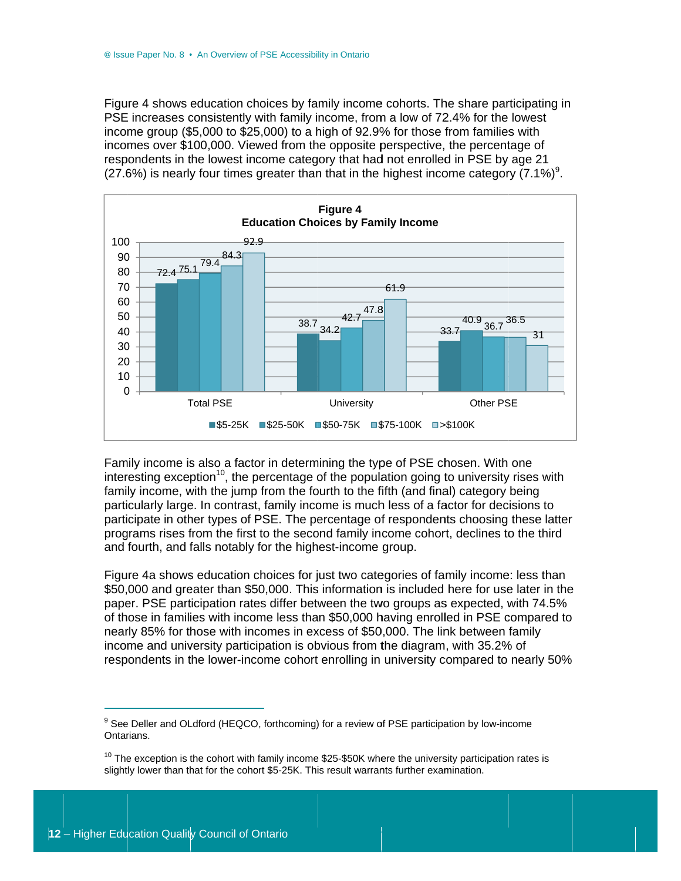Figure 4 shows education choices by family income cohorts. The share participating in PSE increases consistently with family income, from a low of 72.4% for the lowest income group ($5,000 to $25,000) to a high of 92.9% for those from families with incomes over $100,000. Viewed from the opposite perspective, the percentage of respondents in the lowest income category that had not enrolled in PSE by age 21 (27.6%) is nearly four times greater than that in the highest income category (7.1%)[9].

**Figure 4**
**Education Choices by Family Income**

100
90
80
70
60
50
40
30
20
10
0

72.4 75.1 79.4 84.3 92.9

38.7 34.2 42.7 47.8 61.9

33.7 40.9 36.7 36.5 31

Total PSE
University
Other PSE

$5-25K $25-50K $50-75K $75-100K >$100K

Family income is also a factor in determining the type of PSE chosen. With one interesting exception[10], the percentage of the population going to university rises with family income, with the jump from the fourth to the fifth (and final) category being particularly large. In contrast, family income is much less of a factor for decisions to participate in other types of PSE. The percentage of respondents choosing these latter programs rises from the first to the second family income cohort, declines to the third and fourth, and falls notably for the highest-income group.

Figure 4a shows education choices for just two categories of family income: less than $50,000 and greater than $50,000. This information is included here for use later in the paper. PSE participation rates differ between the two groups as expected, with 74.5% of those in families with income less than $50,000 having enrolled in PSE compared to nearly 85% for those with incomes in excess of $50,000. The link between family income and university participation is obvious from the diagram, with 35.2% of respondents in the lower-income cohort enrolling in university compared to nearly 50%

---

[9] See Deller and OLdford (HEQCO, forthcoming) for a review of PSE participation by low-income Ontarians.

[10] The exception is the cohort with family income $25-$50K where the university participation rates is slightly lower than that for the cohort $5-25K. This result warrants further examination.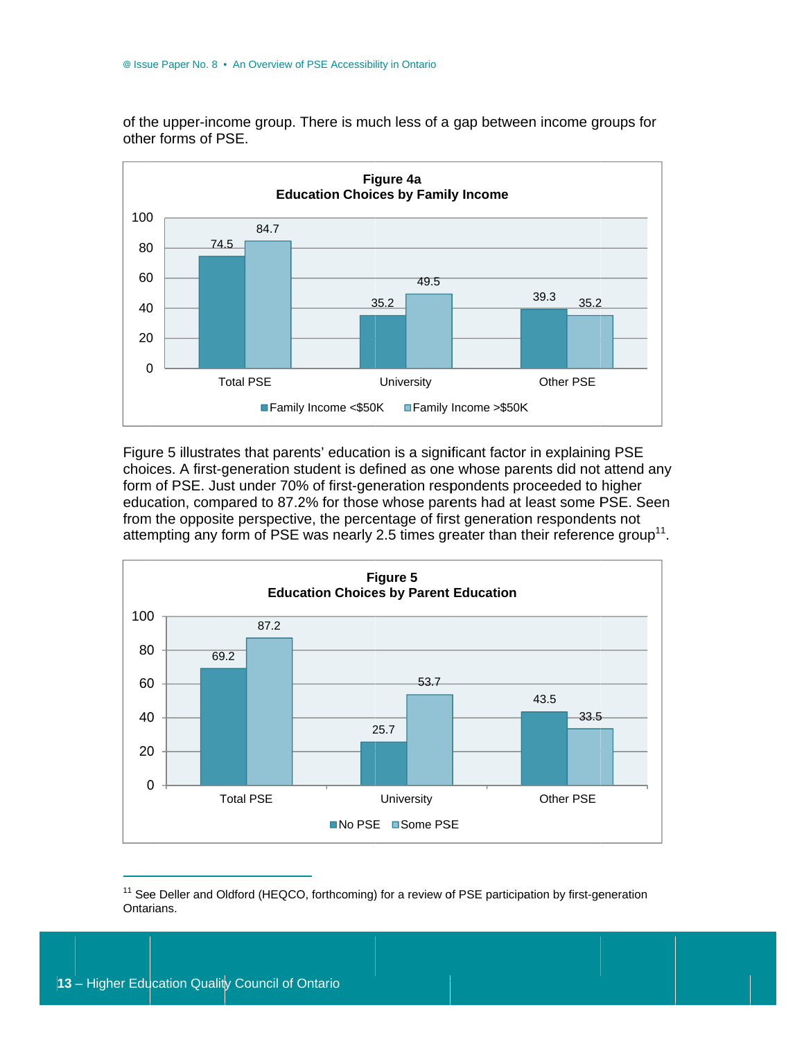of the upper-income group. There is much less of a gap between income groups for other forms of PSE.

**Figure 4a**
**Education Choices by Family Income**

100
80
60
40
20
0

74.5
84.7
35.2
49.5
39.3
35.2

Total PSE
University
Other PSE

Family Income <$50K
Family Income >$50K

Figure 5 illustrates that parents' education is a significant factor in explaining PSE choices. A first-generation student is defined as one whose parents did not attend any form of PSE. Just under 70% of first-generation respondents proceeded to higher education, compared to 87.2% for those whose parents had at least some PSE. Seen from the opposite perspective, the percentage of first generation respondents not attempting any form of PSE was nearly 2.5 times greater than their reference group[11].

**Figure 5**
**Education Choices by Parent Education**

100
80
60
40
20
0

69.2
87.2
25.7
53.7
43.5
33.5

Total PSE
University
Other PSE

No PSE
Some PSE

[11] See Deller and Oldford (HEQCO, forthcoming) for a review of PSE participation by first-generation Ontarians.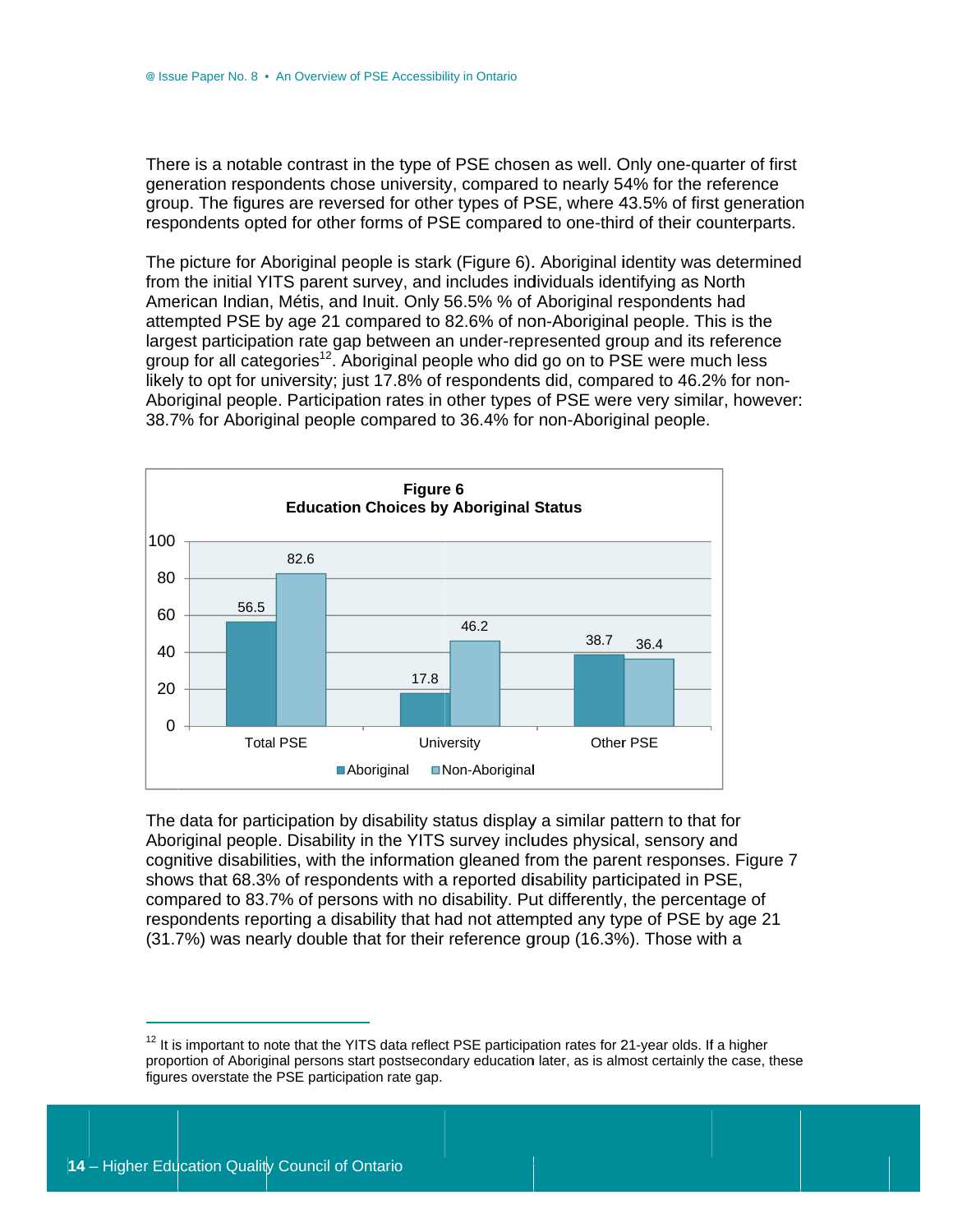There is a notable contrast in the type of PSE chosen as well. Only one-quarter of first generation respondents chose university, compared to nearly 54% for the reference group. The figures are reversed for other types of PSE, where 43.5% of first generation respondents opted for other forms of PSE compared to one-third of their counterparts.

The picture for Aboriginal people is stark (Figure 6). Aboriginal identity was determined from the initial YITS parent survey, and includes individuals identifying as North American Indian, Métis, and Inuit. Only 56.5% % of Aboriginal respondents had attempted PSE by age 21 compared to 82.6% of non-Aboriginal people. This is the largest participation rate gap between an under-represented group and its reference group for all categories[12]. Aboriginal people who did go on to PSE were much less likely to opt for university; just 17.8% of respondents did, compared to 46.2% for non-Aboriginal people. Participation rates in other types of PSE were very similar, however: 38.7% for Aboriginal people compared to 36.4% for non-Aboriginal people.

**Figure 6**
**Education Choices by Aboriginal Status**

100
80
60
40
20
0

Total PSE: 56.5, 82.6
University: 17.8, 46.2
Other PSE: 38.7, 36.4

Aboriginal
Non-Aboriginal

The data for participation by disability status display a similar pattern to that for Aboriginal people. Disability in the YITS survey includes physical, sensory and cognitive disabilities, with the information gleaned from the parent responses. Figure 7 shows that 68.3% of respondents with a reported disability participated in PSE, compared to 83.7% of persons with no disability. Put differently, the percentage of respondents reporting a disability that had not attempted any type of PSE by age 21 (31.7%) was nearly double that for their reference group (16.3%). Those with a

[12] It is important to note that the YITS data reflect PSE participation rates for 21-year olds. If a higher proportion of Aboriginal persons start postsecondary education later, as is almost certainly the case, these figures overstate the PSE participation rate gap.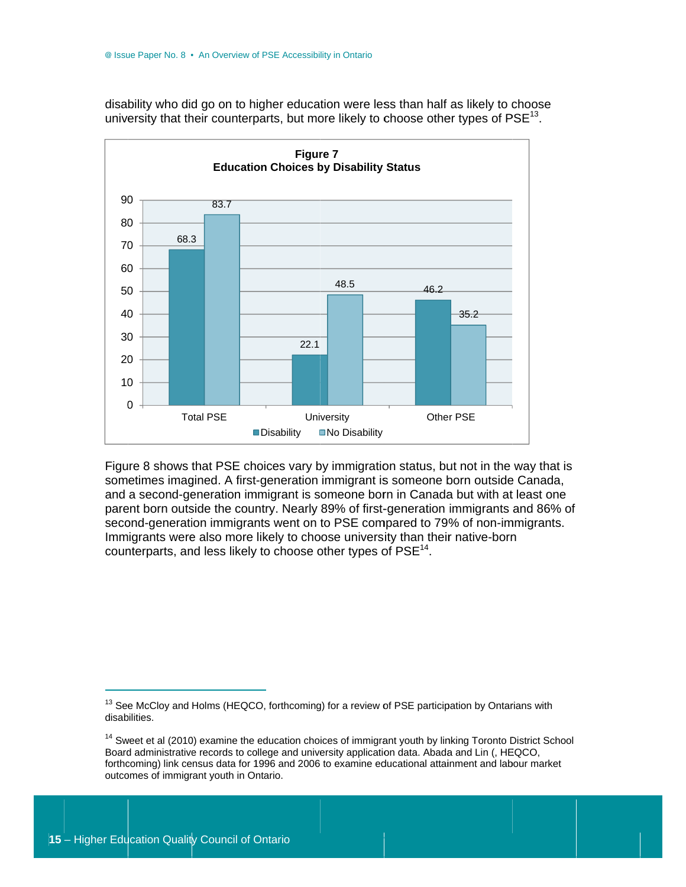disability who did go on to higher education were less than half as likely to choose university that their counterparts, but more likely to choose other types of PSE[13].

**Figure 7**
**Education Choices by Disability Status**

90
80
70
60
50
40
30
20
10
0

68.3
83.7
22.1
48.5
46.2
35.2

Total PSE
University
Other PSE

Disability
No Disability

Figure 8 shows that PSE choices vary by immigration status, but not in the way that is sometimes imagined. A first-generation immigrant is someone born outside Canada, and a second-generation immigrant is someone born in Canada but with at least one parent born outside the country. Nearly 89% of first-generation immigrants and 86% of second-generation immigrants went on to PSE compared to 79% of non-immigrants. Immigrants were also more likely to choose university than their native-born counterparts, and less likely to choose other types of PSE[14].

---

[13] See McCloy and Holms (HEQCO, forthcoming) for a review of PSE participation by Ontarians with disabilities.

[14] Sweet et al (2010) examine the education choices of immigrant youth by linking Toronto District School Board administrative records to college and university application data. Abada and Lin (, HEQCO, forthcoming) link census data for 1996 and 2006 to examine educational attainment and labour market outcomes of immigrant youth in Ontario.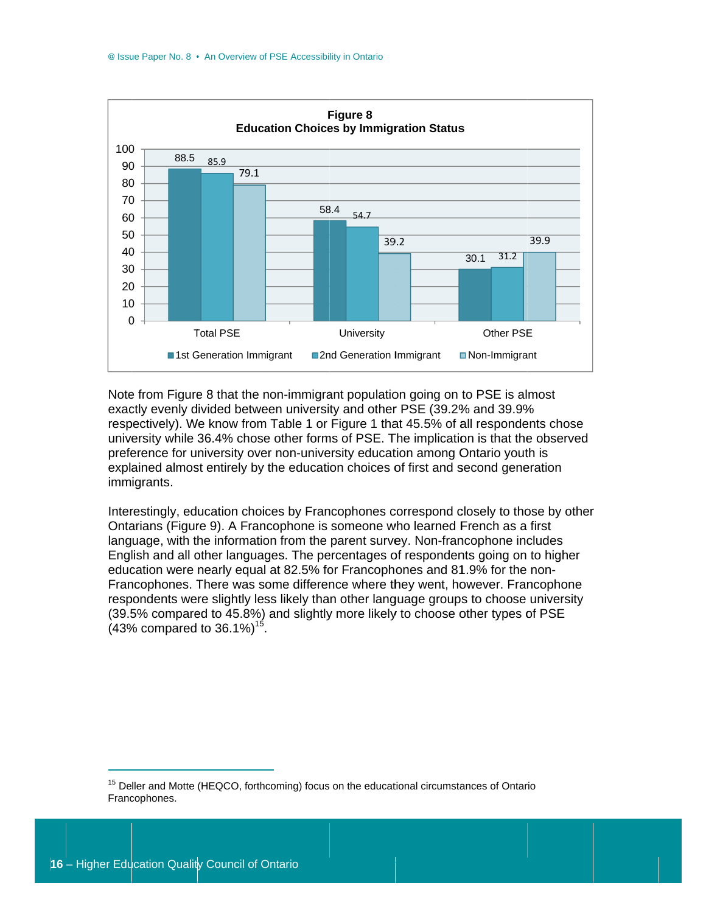**Figure 8**
**Education Choices by Immigration Status**

100
90
80
70
60
50
40
30
20
10
0

88.5
85.9
79.1
58.4
54.7
39.2
30.1
31.2
39.9

Total PSE
University
Other PSE

1st Generation Immigrant
2nd Generation Immigrant
Non-Immigrant

Note from Figure 8 that the non-immigrant population going on to PSE is almost exactly evenly divided between university and other PSE (39.2% and 39.9% respectively). We know from Table 1 or Figure 1 that 45.5% of all respondents chose university while 36.4% chose other forms of PSE. The implication is that the observed preference for university over non-university education among Ontario youth is explained almost entirely by the education choices of first and second generation immigrants.

Interestingly, education choices by Francophones correspond closely to those by other Ontarians (Figure 9). A Francophone is someone who learned French as a first language, with the information from the parent survey. Non-francophone includes English and all other languages. The percentages of respondents going on to higher education were nearly equal at 82.5% for Francophones and 81.9% for the non-Francophones. There was some difference where they went, however. Francophone respondents were slightly less likely than other language groups to choose university (39.5% compared to 45.8%) and slightly more likely to choose other types of PSE (43% compared to 36.1%)[15].

---

[15] Deller and Motte (HEQCO, forthcoming) focus on the educational circumstances of Ontario Francophones.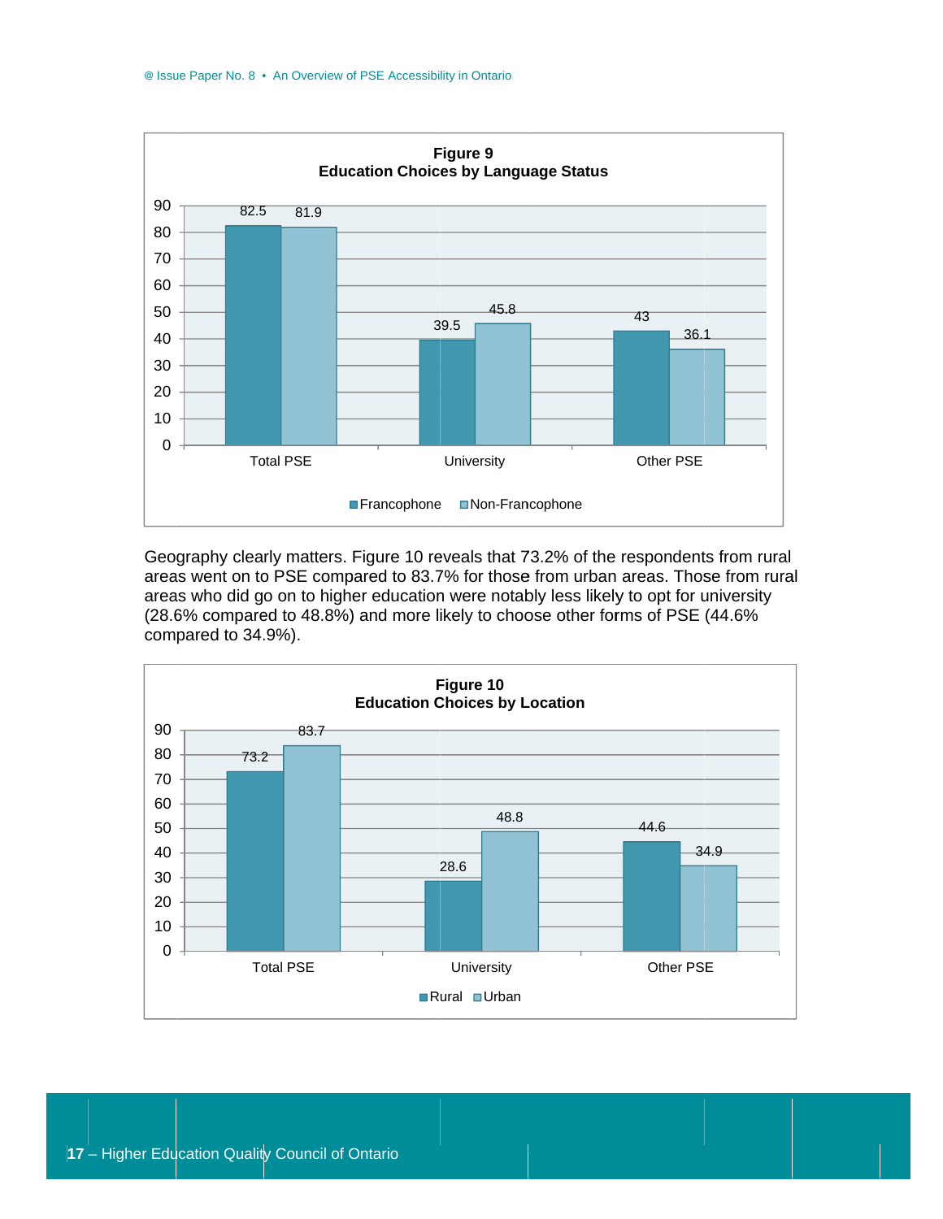**Figure 9**
**Education Choices by Language Status**

90
80
70
60
50
40
30
20
10
0

82.5
81.9
39.5
45.8
43
36.1

Total PSE
University
Other PSE

Francophone
Non-Francophone

Geography clearly matters. Figure 10 reveals that 73.2% of the respondents from rural areas went on to PSE compared to 83.7% for those from urban areas. Those from rural areas who did go on to higher education were notably less likely to opt for university (28.6% compared to 48.8%) and more likely to choose other forms of PSE (44.6% compared to 34.9%).

**Figure 10**
**Education Choices by Location**

90
80
70
60
50
40
30
20
10
0

73.2
83.7
28.6
48.8
44.6
34.9

Total PSE
University
Other PSE

Rural
Urban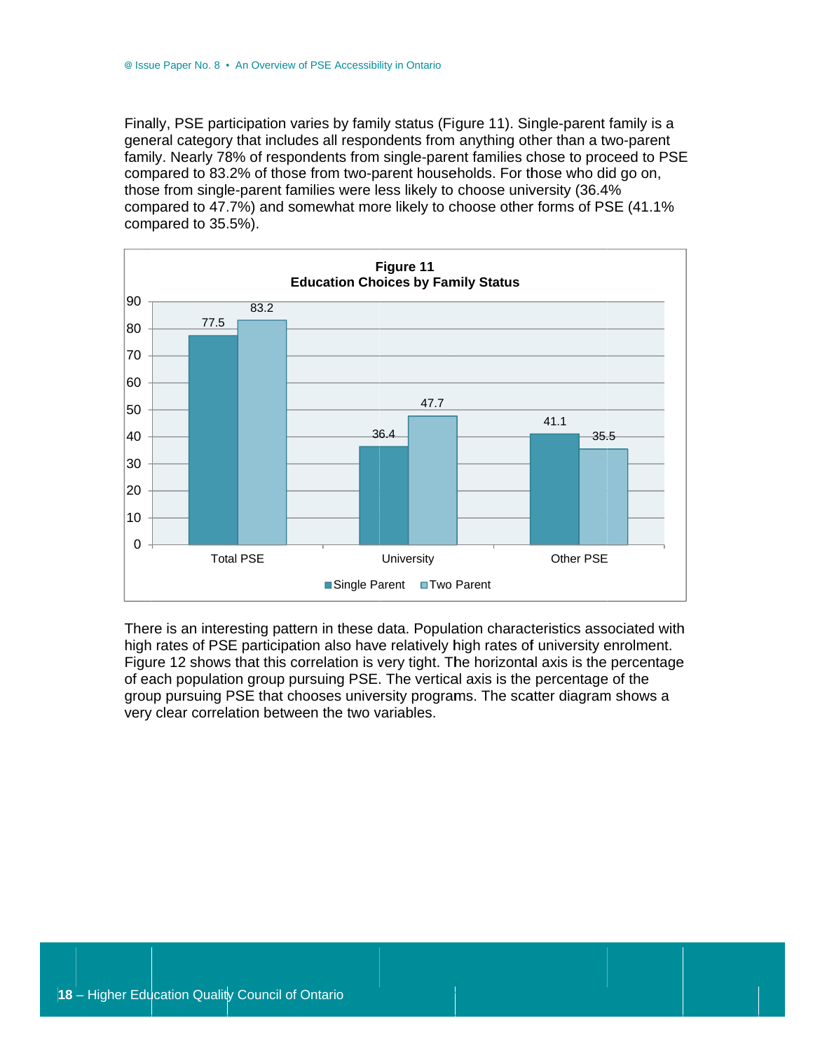Finally, PSE participation varies by family status (Figure 11). Single-parent family is a general category that includes all respondents from anything other than a two-parent family. Nearly 78% of respondents from single-parent families chose to proceed to PSE compared to 83.2% of those from two-parent households. For those who did go on, those from single-parent families were less likely to choose university (36.4% compared to 47.7%) and somewhat more likely to choose other forms of PSE (41.1% compared to 35.5%).

**Figure 11**
**Education Choices by Family Status**

90
80
70
60
50
40
30
20
10
0

77.5
83.2
36.4
47.7
41.1
35.5

Total PSE
University
Other PSE

Single Parent
Two Parent

There is an interesting pattern in these data. Population characteristics associated with high rates of PSE participation also have relatively high rates of university enrolment. Figure 12 shows that this correlation is very tight. The horizontal axis is the percentage of each population group pursuing PSE. The vertical axis is the percentage of the group pursuing PSE that chooses university programs. The scatter diagram shows a very clear correlation between the two variables.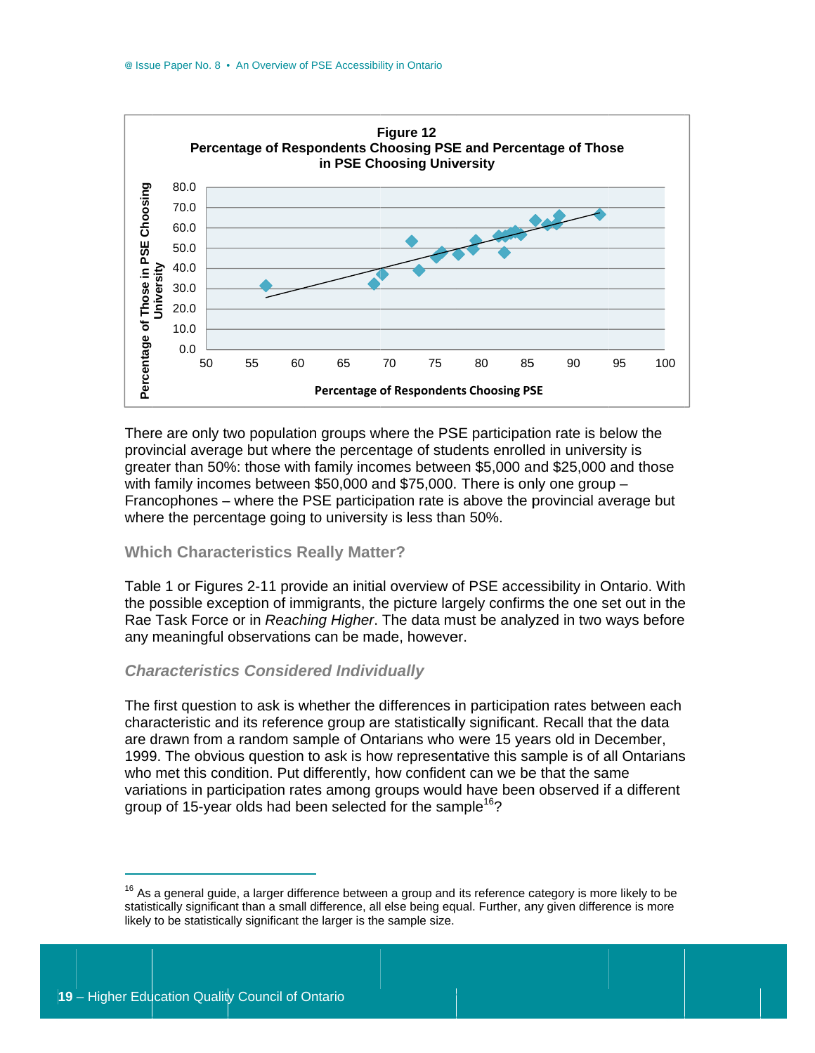**Figure 12**
**Percentage of Respondents Choosing PSE and Percentage of Those in PSE Choosing University**

Percentage of Those in PSE Choosing University

80.0
70.0
60.0
50.0
40.0
30.0
20.0
10.0
0.0

50 55 60 65 70 75 80 85 90 95 100

Percentage of Respondents Choosing PSE

There are only two population groups where the PSE participation rate is below the provincial average but where the percentage of students enrolled in university is greater than 50%: those with family incomes between $5,000 and $25,000 and those with family incomes between $50,000 and $75,000. There is only one group – Francophones – where the PSE participation rate is above the provincial average but where the percentage going to university is less than 50%.

## Which Characteristics Really Matter?

Table 1 or Figures 2-11 provide an initial overview of PSE accessibility in Ontario. With the possible exception of immigrants, the picture largely confirms the one set out in the Rae Task Force or in *Reaching Higher*. The data must be analyzed in two ways before any meaningful observations can be made, however.

### *Characteristics Considered Individually*

The first question to ask is whether the differences in participation rates between each characteristic and its reference group are statistically significant. Recall that the data are drawn from a random sample of Ontarians who were 15 years old in December, 1999. The obvious question to ask is how representative this sample is of all Ontarians who met this condition. Put differently, how confident can we be that the same variations in participation rates among groups would have been observed if a different group of 15-year olds had been selected for the sample[16]?

[16] As a general guide, a larger difference between a group and its reference category is more likely to be statistically significant than a small difference, all else being equal. Further, any given difference is more likely to be statistically significant the larger is the sample size.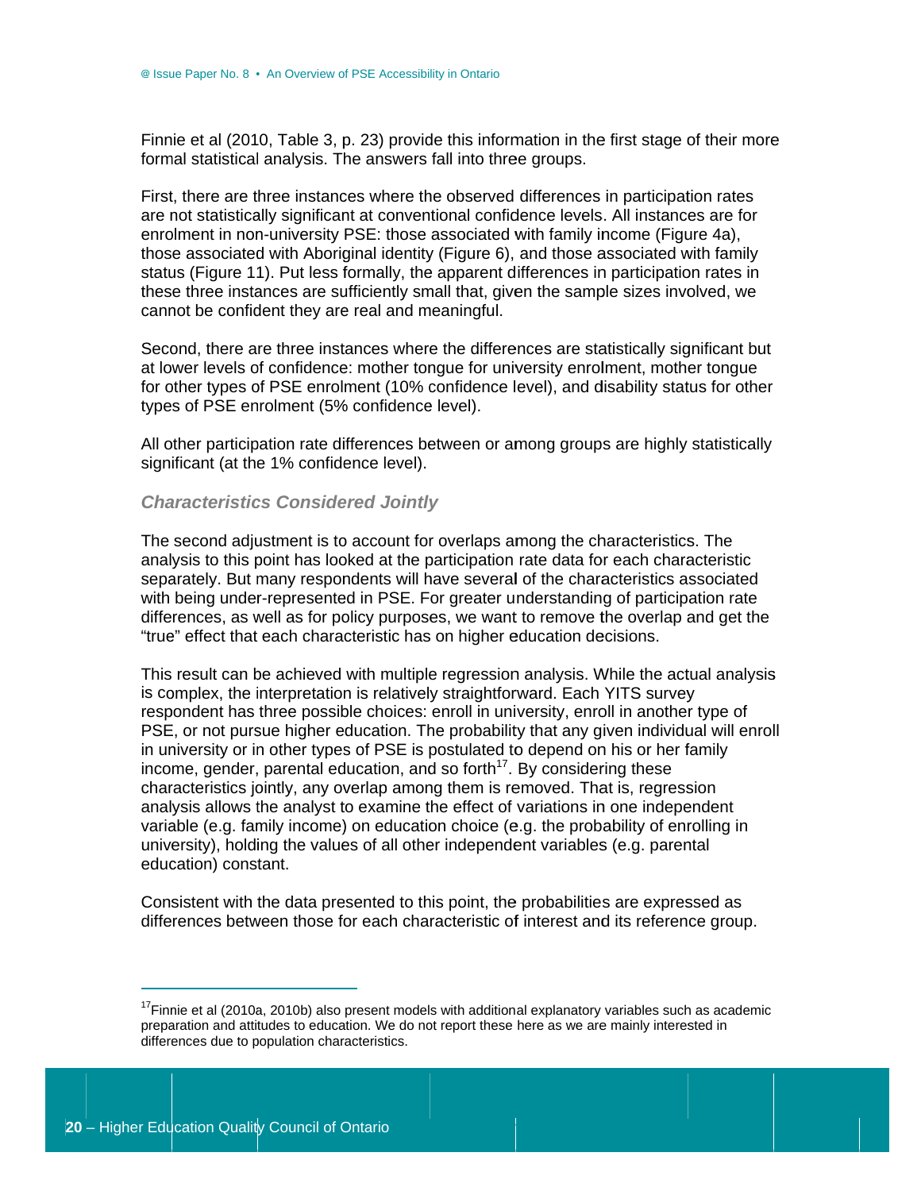Finnie et al (2010, Table 3, p. 23) provide this information in the first stage of their more formal statistical analysis. The answers fall into three groups.

First, there are three instances where the observed differences in participation rates are not statistically significant at conventional confidence levels. All instances are for enrolment in non-university PSE: those associated with family income (Figure 4a), those associated with Aboriginal identity (Figure 6), and those associated with family status (Figure 11). Put less formally, the apparent differences in participation rates in these three instances are sufficiently small that, given the sample sizes involved, we cannot be confident they are real and meaningful.

Second, there are three instances where the differences are statistically significant but at lower levels of confidence: mother tongue for university enrolment, mother tongue for other types of PSE enrolment (10% confidence level), and disability status for other types of PSE enrolment (5% confidence level).

All other participation rate differences between or among groups are highly statistically significant (at the 1% confidence level).

### *Characteristics Considered Jointly*

The second adjustment is to account for overlaps among the characteristics. The analysis to this point has looked at the participation rate data for each characteristic separately. But many respondents will have several of the characteristics associated with being under-represented in PSE. For greater understanding of participation rate differences, as well as for policy purposes, we want to remove the overlap and get the "true" effect that each characteristic has on higher education decisions.

This result can be achieved with multiple regression analysis. While the actual analysis is complex, the interpretation is relatively straightforward. Each YITS survey respondent has three possible choices: enroll in university, enroll in another type of PSE, or not pursue higher education. The probability that any given individual will enroll in university or in other types of PSE is postulated to depend on his or her family income, gender, parental education, and so forth[17]. By considering these characteristics jointly, any overlap among them is removed. That is, regression analysis allows the analyst to examine the effect of variations in one independent variable (e.g. family income) on education choice (e.g. the probability of enrolling in university), holding the values of all other independent variables (e.g. parental education) constant.

Consistent with the data presented to this point, the probabilities are expressed as differences between those for each characteristic of interest and its reference group.

[17] Finnie et al (2010a, 2010b) also present models with additional explanatory variables such as academic preparation and attitudes to education. We do not report these here as we are mainly interested in differences due to population characteristics.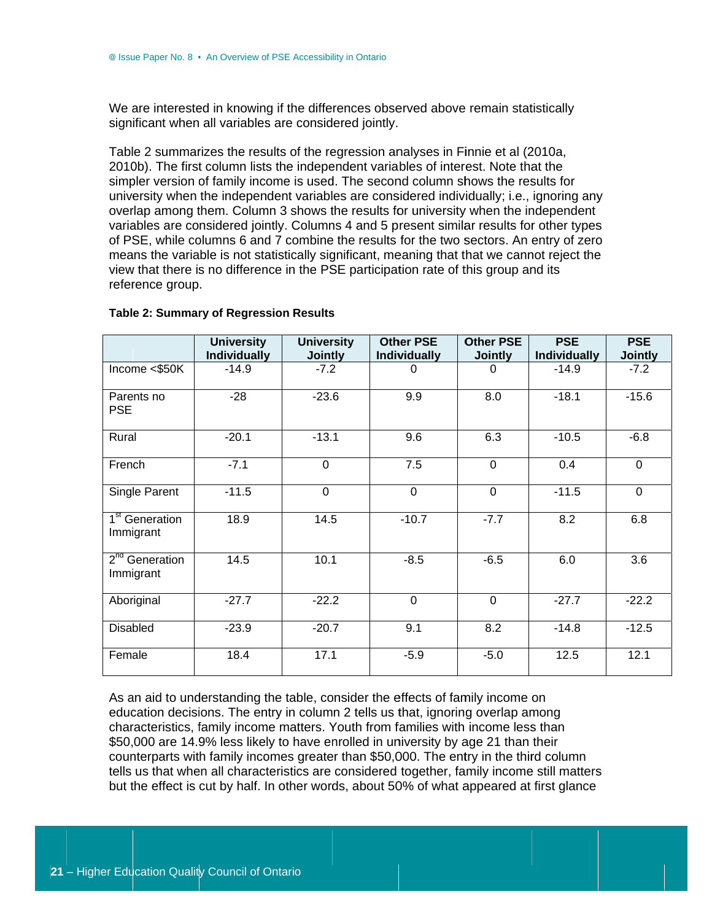We are interested in knowing if the differences observed above remain statistically significant when all variables are considered jointly.

Table 2 summarizes the results of the regression analyses in Finnie et al (2010a, 2010b). The first column lists the independent variables of interest. Note that the simpler version of family income is used. The second column shows the results for university when the independent variables are considered individually; i.e., ignoring any overlap among them. Column 3 shows the results for university when the independent variables are considered jointly. Columns 4 and 5 present similar results for other types of PSE, while columns 6 and 7 combine the results for the two sectors. An entry of zero means the variable is not statistically significant, meaning that that we cannot reject the view that there is no difference in the PSE participation rate of this group and its reference group.

**Table 2: Summary of Regression Results**

| | University Individually | University Jointly | Other PSE Individually | Other PSE Jointly | PSE Individually | PSE Jointly |
|---|---|---|---|---|---|---|
| Income <$50K | -14.9 | -7.2 | 0 | 0 | -14.9 | -7.2 |
| Parents no PSE | -28 | -23.6 | 9.9 | 8.0 | -18.1 | -15.6 |
| Rural | -20.1 | -13.1 | 9.6 | 6.3 | -10.5 | -6.8 |
| French | -7.1 | 0 | 7.5 | 0 | 0.4 | 0 |
| Single Parent | -11.5 | 0 | 0 | 0 | -11.5 | 0 |
| 1st Generation Immigrant | 18.9 | 14.5 | -10.7 | -7.7 | 8.2 | 6.8 |
| 2nd Generation Immigrant | 14.5 | 10.1 | -8.5 | -6.5 | 6.0 | 3.6 |
| Aboriginal | -27.7 | -22.2 | 0 | 0 | -27.7 | -22.2 |
| Disabled | -23.9 | -20.7 | 9.1 | 8.2 | -14.8 | -12.5 |
| Female | 18.4 | 17.1 | -5.9 | -5.0 | 12.5 | 12.1 |

As an aid to understanding the table, consider the effects of family income on education decisions. The entry in column 2 tells us that, ignoring overlap among characteristics, family income matters. Youth from families with income less than $50,000 are 14.9% less likely to have enrolled in university by age 21 than their counterparts with family incomes greater than $50,000. The entry in the third column tells us that when all characteristics are considered together, family income still matters but the effect is cut by half. In other words, about 50% of what appeared at first glance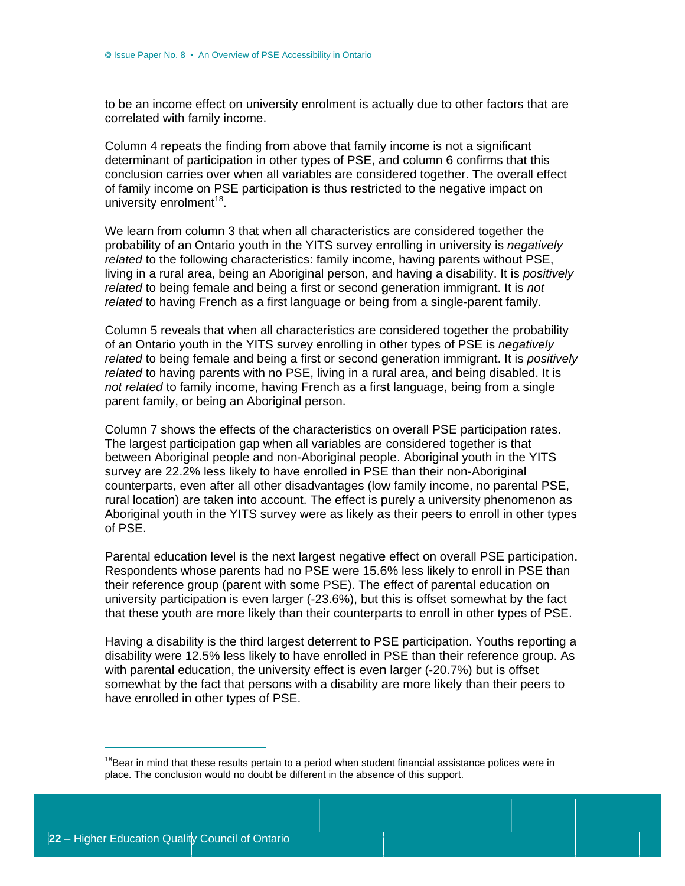to be an income effect on university enrolment is actually due to other factors that are correlated with family income.

Column 4 repeats the finding from above that family income is not a significant determinant of participation in other types of PSE, and column 6 confirms that this conclusion carries over when all variables are considered together. The overall effect of family income on PSE participation is thus restricted to the negative impact on university enrolment[18].

We learn from column 3 that when all characteristics are considered together the probability of an Ontario youth in the YITS survey enrolling in university is *negatively related* to the following characteristics: family income, having parents without PSE, living in a rural area, being an Aboriginal person, and having a disability. It is *positively related* to being female and being a first or second generation immigrant. It is *not related* to having French as a first language or being from a single-parent family.

Column 5 reveals that when all characteristics are considered together the probability of an Ontario youth in the YITS survey enrolling in other types of PSE is *negatively related* to being female and being a first or second generation immigrant. It is *positively related* to having parents with no PSE, living in a rural area, and being disabled. It is *not related* to family income, having French as a first language, being from a single parent family, or being an Aboriginal person.

Column 7 shows the effects of the characteristics on overall PSE participation rates. The largest participation gap when all variables are considered together is that between Aboriginal people and non-Aboriginal people. Aboriginal youth in the YITS survey are 22.2% less likely to have enrolled in PSE than their non-Aboriginal counterparts, even after all other disadvantages (low family income, no parental PSE, rural location) are taken into account. The effect is purely a university phenomenon as Aboriginal youth in the YITS survey were as likely as their peers to enroll in other types of PSE.

Parental education level is the next largest negative effect on overall PSE participation. Respondents whose parents had no PSE were 15.6% less likely to enroll in PSE than their reference group (parent with some PSE). The effect of parental education on university participation is even larger (-23.6%), but this is offset somewhat by the fact that these youth are more likely than their counterparts to enroll in other types of PSE.

Having a disability is the third largest deterrent to PSE participation. Youths reporting a disability were 12.5% less likely to have enrolled in PSE than their reference group. As with parental education, the university effect is even larger (-20.7%) but is offset somewhat by the fact that persons with a disability are more likely than their peers to have enrolled in other types of PSE.

---

[18]Bear in mind that these results pertain to a period when student financial assistance polices were in place. The conclusion would no doubt be different in the absence of this support.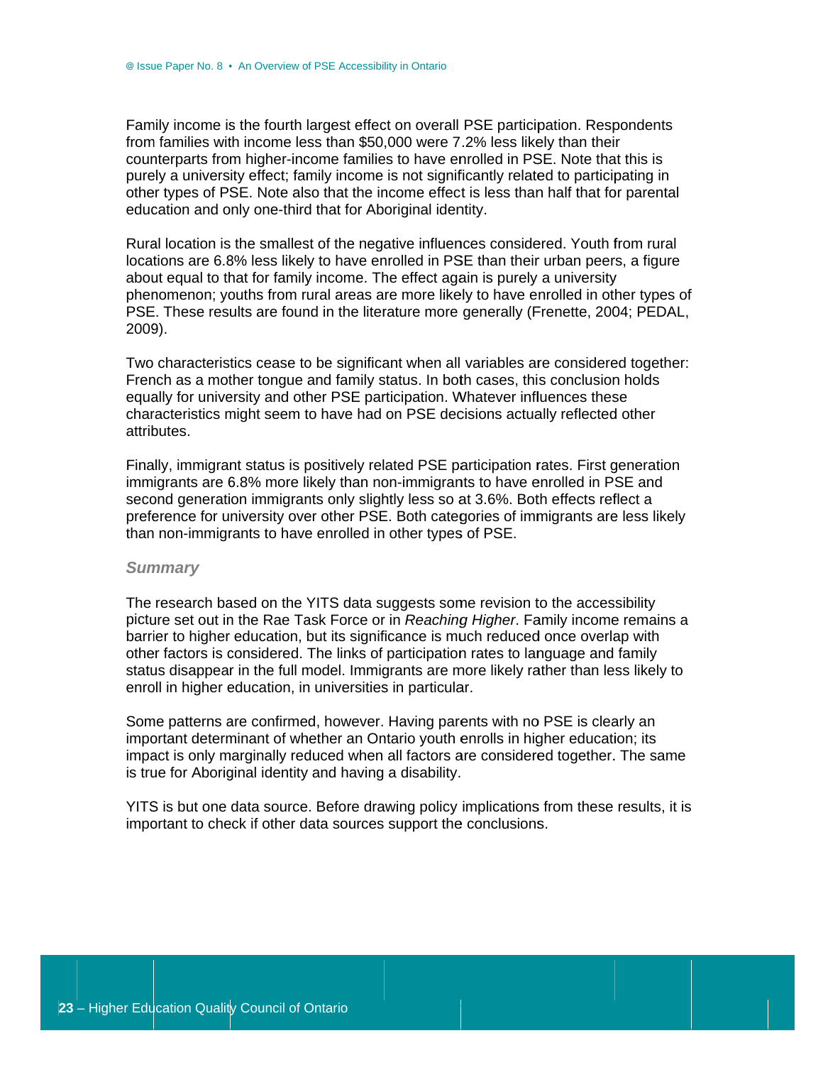Family income is the fourth largest effect on overall PSE participation. Respondents from families with income less than $50,000 were 7.2% less likely than their counterparts from higher-income families to have enrolled in PSE. Note that this is purely a university effect; family income is not significantly related to participating in other types of PSE. Note also that the income effect is less than half that for parental education and only one-third that for Aboriginal identity.

Rural location is the smallest of the negative influences considered. Youth from rural locations are 6.8% less likely to have enrolled in PSE than their urban peers, a figure about equal to that for family income. The effect again is purely a university phenomenon; youths from rural areas are more likely to have enrolled in other types of PSE. These results are found in the literature more generally (Frenette, 2004; PEDAL, 2009).

Two characteristics cease to be significant when all variables are considered together: French as a mother tongue and family status. In both cases, this conclusion holds equally for university and other PSE participation. Whatever influences these characteristics might seem to have had on PSE decisions actually reflected other attributes.

Finally, immigrant status is positively related PSE participation rates. First generation immigrants are 6.8% more likely than non-immigrants to have enrolled in PSE and second generation immigrants only slightly less so at 3.6%. Both effects reflect a preference for university over other PSE. Both categories of immigrants are less likely than non-immigrants to have enrolled in other types of PSE.

### *Summary*

The research based on the YITS data suggests some revision to the accessibility picture set out in the Rae Task Force or in *Reaching Higher*. Family income remains a barrier to higher education, but its significance is much reduced once overlap with other factors is considered. The links of participation rates to language and family status disappear in the full model. Immigrants are more likely rather than less likely to enroll in higher education, in universities in particular.

Some patterns are confirmed, however. Having parents with no PSE is clearly an important determinant of whether an Ontario youth enrolls in higher education; its impact is only marginally reduced when all factors are considered together. The same is true for Aboriginal identity and having a disability.

YITS is but one data source. Before drawing policy implications from these results, it is important to check if other data sources support the conclusions.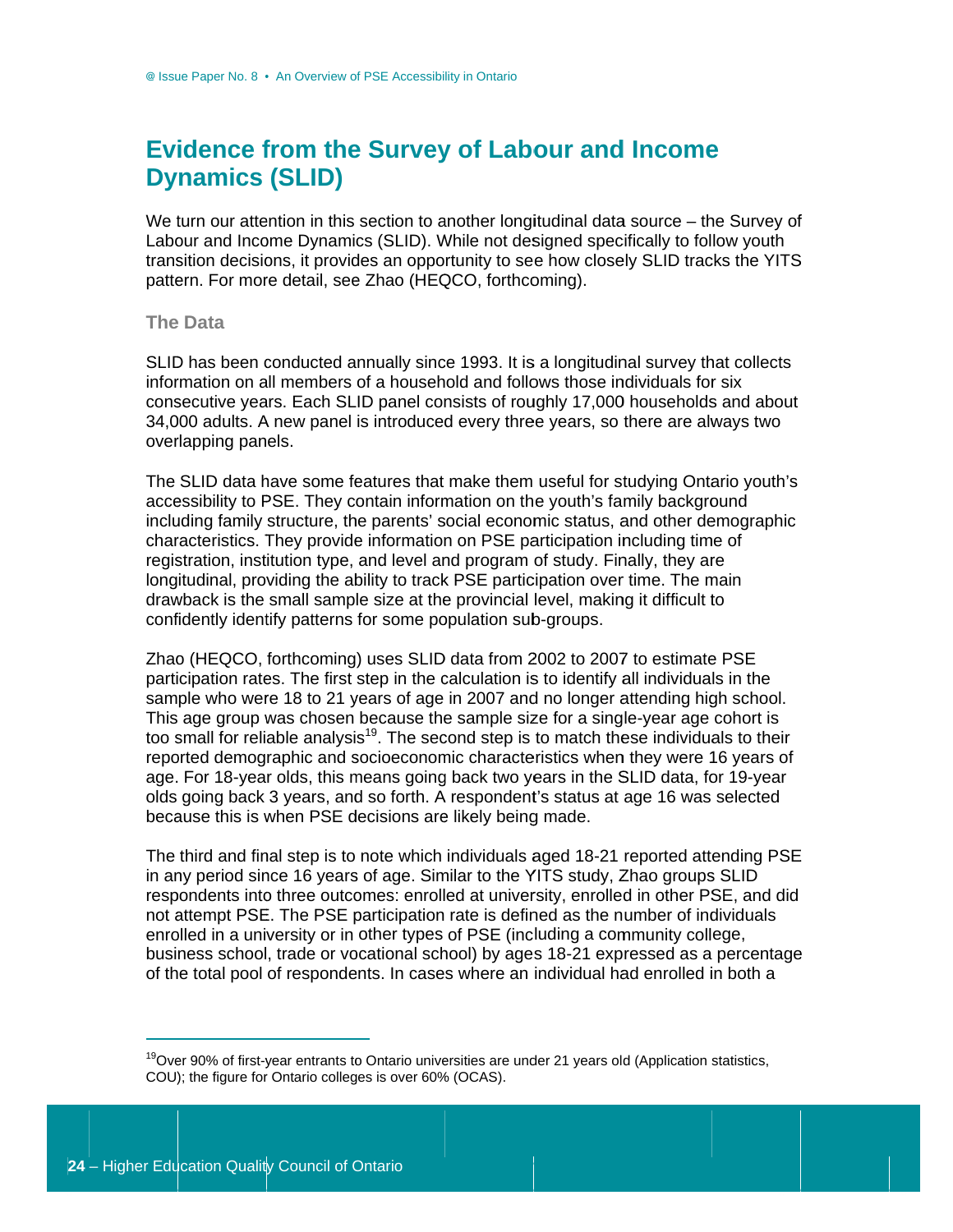## Evidence from the Survey of Labour and Income Dynamics (SLID)

We turn our attention in this section to another longitudinal data source – the Survey of Labour and Income Dynamics (SLID). While not designed specifically to follow youth transition decisions, it provides an opportunity to see how closely SLID tracks the YITS pattern. For more detail, see Zhao (HEQCO, forthcoming).

### The Data

SLID has been conducted annually since 1993. It is a longitudinal survey that collects information on all members of a household and follows those individuals for six consecutive years. Each SLID panel consists of roughly 17,000 households and about 34,000 adults. A new panel is introduced every three years, so there are always two overlapping panels.

The SLID data have some features that make them useful for studying Ontario youth's accessibility to PSE. They contain information on the youth's family background including family structure, the parents' social economic status, and other demographic characteristics. They provide information on PSE participation including time of registration, institution type, and level and program of study. Finally, they are longitudinal, providing the ability to track PSE participation over time. The main drawback is the small sample size at the provincial level, making it difficult to confidently identify patterns for some population sub-groups.

Zhao (HEQCO, forthcoming) uses SLID data from 2002 to 2007 to estimate PSE participation rates. The first step in the calculation is to identify all individuals in the sample who were 18 to 21 years of age in 2007 and no longer attending high school. This age group was chosen because the sample size for a single-year age cohort is too small for reliable analysis[19]. The second step is to match these individuals to their reported demographic and socioeconomic characteristics when they were 16 years of age. For 18-year olds, this means going back two years in the SLID data, for 19-year olds going back 3 years, and so forth. A respondent's status at age 16 was selected because this is when PSE decisions are likely being made.

The third and final step is to note which individuals aged 18-21 reported attending PSE in any period since 16 years of age. Similar to the YITS study, Zhao groups SLID respondents into three outcomes: enrolled at university, enrolled in other PSE, and did not attempt PSE. The PSE participation rate is defined as the number of individuals enrolled in a university or in other types of PSE (including a community college, business school, trade or vocational school) by ages 18-21 expressed as a percentage of the total pool of respondents. In cases where an individual had enrolled in both a

[19] Over 90% of first-year entrants to Ontario universities are under 21 years old (Application statistics, COU); the figure for Ontario colleges is over 60% (OCAS).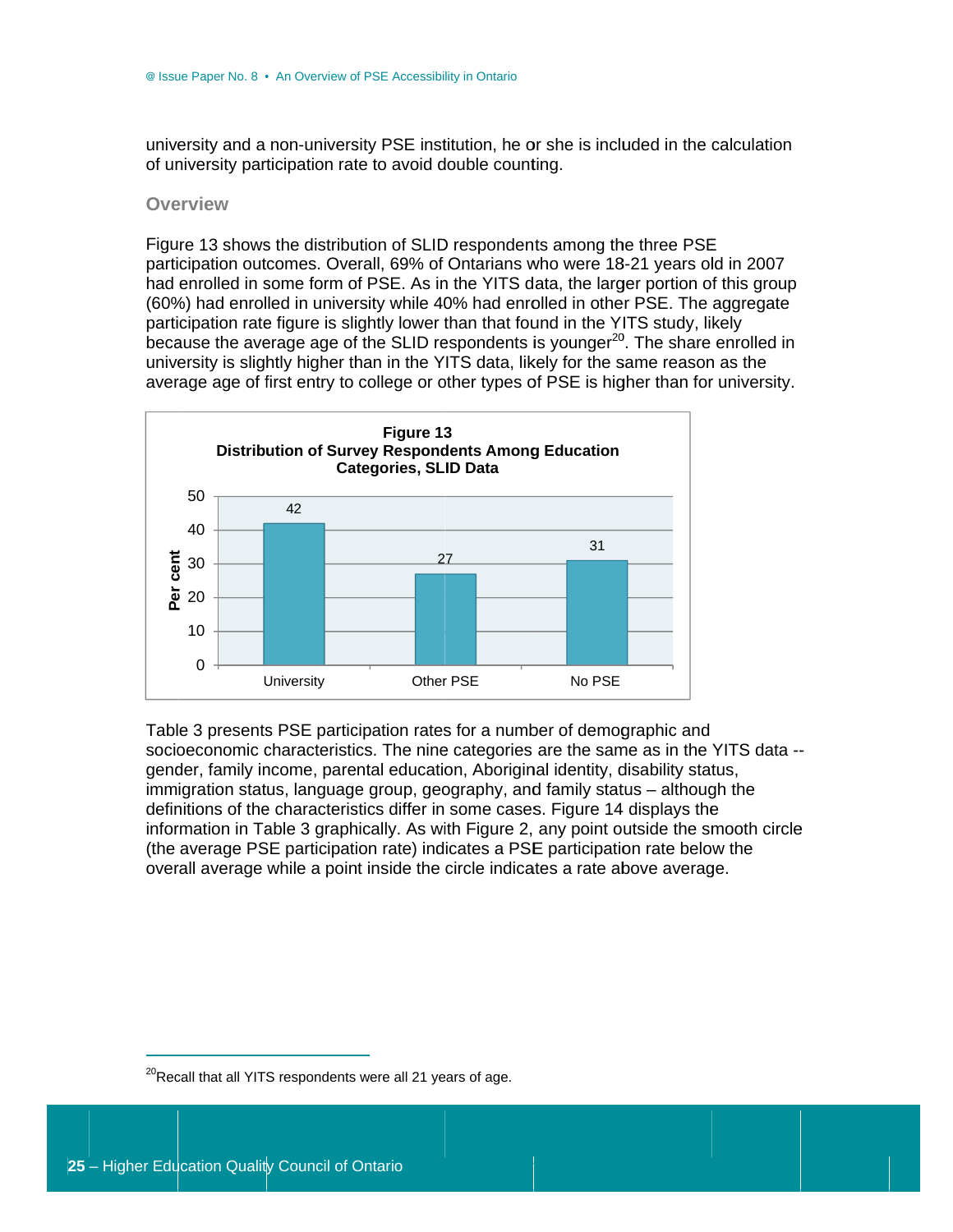university and a non-university PSE institution, he or she is included in the calculation of university participation rate to avoid double counting.

### Overview

Figure 13 shows the distribution of SLID respondents among the three PSE participation outcomes. Overall, 69% of Ontarians who were 18-21 years old in 2007 had enrolled in some form of PSE. As in the YITS data, the larger portion of this group (60%) had enrolled in university while 40% had enrolled in other PSE. The aggregate participation rate figure is slightly lower than that found in the YITS study, likely because the average age of the SLID respondents is younger[20]. The share enrolled in university is slightly higher than in the YITS data, likely for the same reason as the average age of first entry to college or other types of PSE is higher than for university.

**Figure 13**
**Distribution of Survey Respondents Among Education Categories, SLID Data**

Per cent

50
40
30
20
10
0

42
27
31

University
Other PSE
No PSE

Table 3 presents PSE participation rates for a number of demographic and socioeconomic characteristics. The nine categories are the same as in the YITS data -- gender, family income, parental education, Aboriginal identity, disability status, immigration status, language group, geography, and family status – although the definitions of the characteristics differ in some cases. Figure 14 displays the information in Table 3 graphically. As with Figure 2, any point outside the smooth circle (the average PSE participation rate) indicates a PSE participation rate below the overall average while a point inside the circle indicates a rate above average.

[20] Recall that all YITS respondents were all 21 years of age.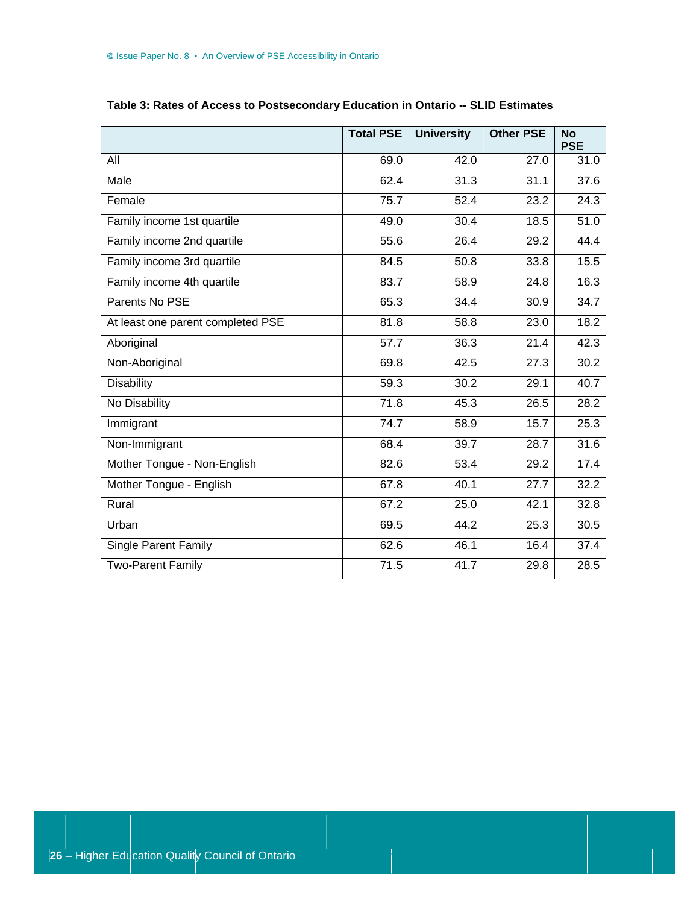**Table 3: Rates of Access to Postsecondary Education in Ontario -- SLID Estimates**

| | Total PSE | University | Other PSE | No PSE |
|---|---|---|---|---|
| All | 69.0 | 42.0 | 27.0 | 31.0 |
| Male | 62.4 | 31.3 | 31.1 | 37.6 |
| Female | 75.7 | 52.4 | 23.2 | 24.3 |
| Family income 1st quartile | 49.0 | 30.4 | 18.5 | 51.0 |
| Family income 2nd quartile | 55.6 | 26.4 | 29.2 | 44.4 |
| Family income 3rd quartile | 84.5 | 50.8 | 33.8 | 15.5 |
| Family income 4th quartile | 83.7 | 58.9 | 24.8 | 16.3 |
| Parents No PSE | 65.3 | 34.4 | 30.9 | 34.7 |
| At least one parent completed PSE | 81.8 | 58.8 | 23.0 | 18.2 |
| Aboriginal | 57.7 | 36.3 | 21.4 | 42.3 |
| Non-Aboriginal | 69.8 | 42.5 | 27.3 | 30.2 |
| Disability | 59.3 | 30.2 | 29.1 | 40.7 |
| No Disability | 71.8 | 45.3 | 26.5 | 28.2 |
| Immigrant | 74.7 | 58.9 | 15.7 | 25.3 |
| Non-Immigrant | 68.4 | 39.7 | 28.7 | 31.6 |
| Mother Tongue - Non-English | 82.6 | 53.4 | 29.2 | 17.4 |
| Mother Tongue - English | 67.8 | 40.1 | 27.7 | 32.2 |
| Rural | 67.2 | 25.0 | 42.1 | 32.8 |
| Urban | 69.5 | 44.2 | 25.3 | 30.5 |
| Single Parent Family | 62.6 | 46.1 | 16.4 | 37.4 |
| Two-Parent Family | 71.5 | 41.7 | 29.8 | 28.5 |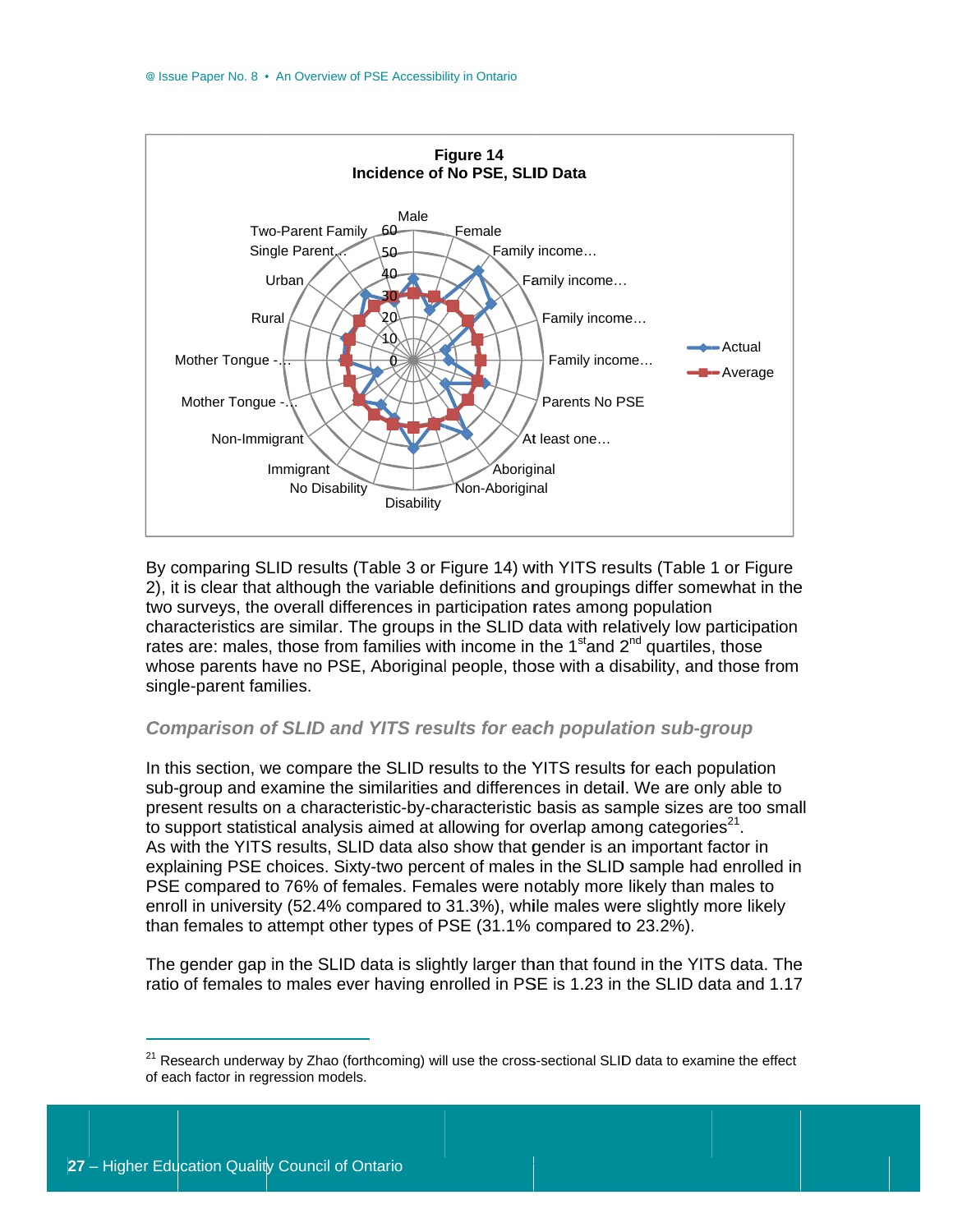**Figure 14**
**Incidence of No PSE, SLID Data**

Male
Female
Family income…
Family income…
Family income…
Family income…
Parents No PSE
At least one…
Aboriginal
Non-Aboriginal
Disability
No Disability
Immigrant
Non-Immigrant
Mother Tongue -…
Mother Tongue -…
Rural
Urban
Single Parent…
Two-Parent Family

60
50
40
30
20
10
0

Actual
Average

By comparing SLID results (Table 3 or Figure 14) with YITS results (Table 1 or Figure 2), it is clear that although the variable definitions and groupings differ somewhat in the two surveys, the overall differences in participation rates among population characteristics are similar. The groups in the SLID data with relatively low participation rates are: males, those from families with income in the 1st and 2nd quartiles, those whose parents have no PSE, Aboriginal people, those with a disability, and those from single-parent families.

### *Comparison of SLID and YITS results for each population sub-group*

In this section, we compare the SLID results to the YITS results for each population sub-group and examine the similarities and differences in detail. We are only able to present results on a characteristic-by-characteristic basis as sample sizes are too small to support statistical analysis aimed at allowing for overlap among categories[21].
As with the YITS results, SLID data also show that gender is an important factor in explaining PSE choices. Sixty-two percent of males in the SLID sample had enrolled in PSE compared to 76% of females. Females were notably more likely than males to enroll in university (52.4% compared to 31.3%), while males were slightly more likely than females to attempt other types of PSE (31.1% compared to 23.2%).

The gender gap in the SLID data is slightly larger than that found in the YITS data. The ratio of females to males ever having enrolled in PSE is 1.23 in the SLID data and 1.17

[21] Research underway by Zhao (forthcoming) will use the cross-sectional SLID data to examine the effect of each factor in regression models.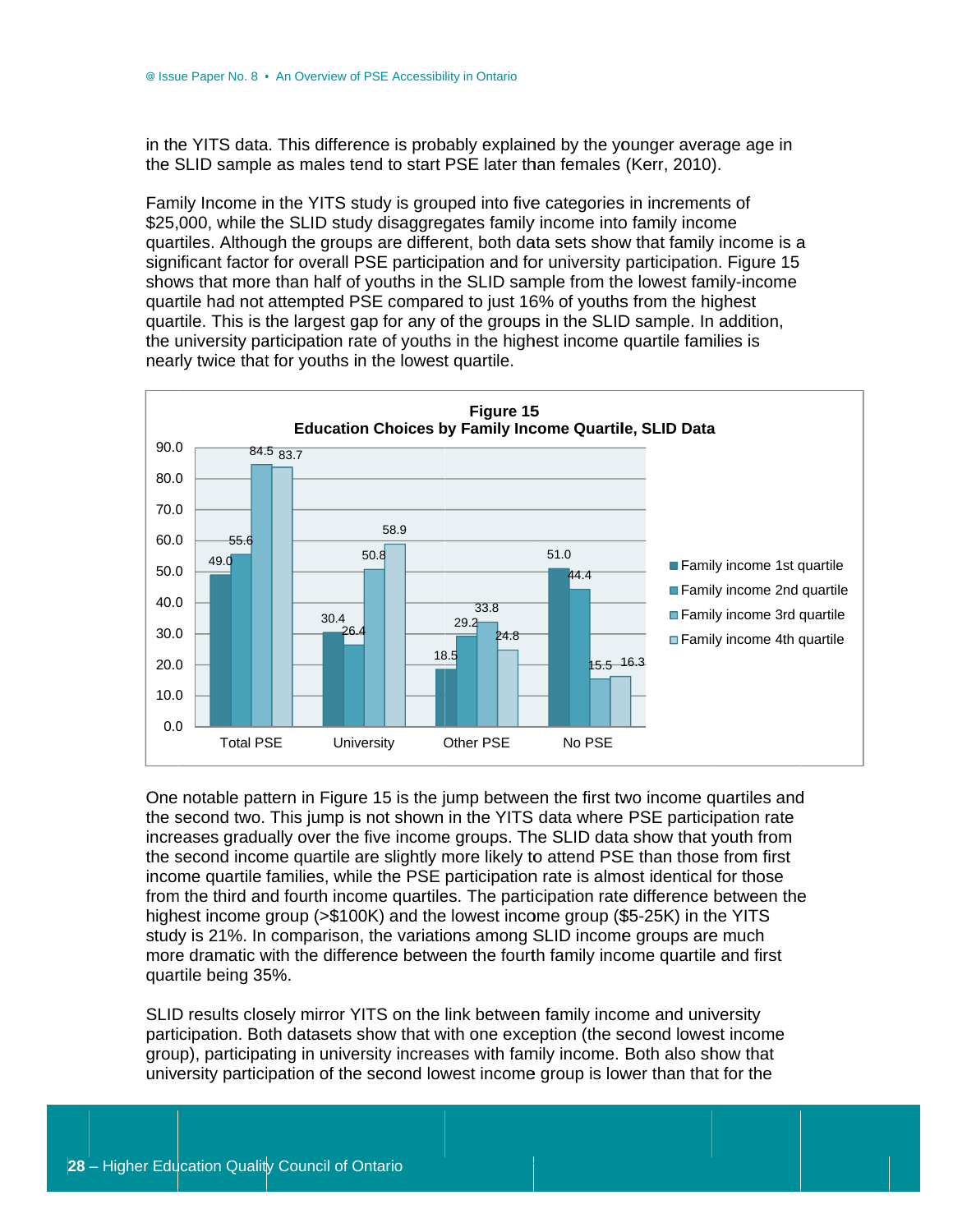in the YITS data. This difference is probably explained by the younger average age in the SLID sample as males tend to start PSE later than females (Kerr, 2010).

Family Income in the YITS study is grouped into five categories in increments of $25,000, while the SLID study disaggregates family income into family income quartiles. Although the groups are different, both data sets show that family income is a significant factor for overall PSE participation and for university participation. Figure 15 shows that more than half of youths in the SLID sample from the lowest family-income quartile had not attempted PSE compared to just 16% of youths from the highest quartile. This is the largest gap for any of the groups in the SLID sample. In addition, the university participation rate of youths in the highest income quartile families is nearly twice that for youths in the lowest quartile.

**Figure 15**
**Education Choices by Family Income Quartile, SLID Data**

90.0
80.0
70.0
60.0
50.0
40.0
30.0
20.0
10.0
0.0

Total PSE: 49.0, 55.6, 84.5, 83.7
University: 30.4, 26.4, 50.8, 58.9
Other PSE: 18.5, 29.2, 33.8, 24.8
No PSE: 51.0, 44.4, 15.5, 16.3

Family income 1st quartile
Family income 2nd quartile
Family income 3rd quartile
Family income 4th quartile

One notable pattern in Figure 15 is the jump between the first two income quartiles and the second two. This jump is not shown in the YITS data where PSE participation rate increases gradually over the five income groups. The SLID data show that youth from the second income quartile are slightly more likely to attend PSE than those from first income quartile families, while the PSE participation rate is almost identical for those from the third and fourth income quartiles. The participation rate difference between the highest income group (>$100K) and the lowest income group ($5-25K) in the YITS study is 21%. In comparison, the variations among SLID income groups are much more dramatic with the difference between the fourth family income quartile and first quartile being 35%.

SLID results closely mirror YITS on the link between family income and university participation. Both datasets show that with one exception (the second lowest income group), participating in university increases with family income. Both also show that university participation of the second lowest income group is lower than that for the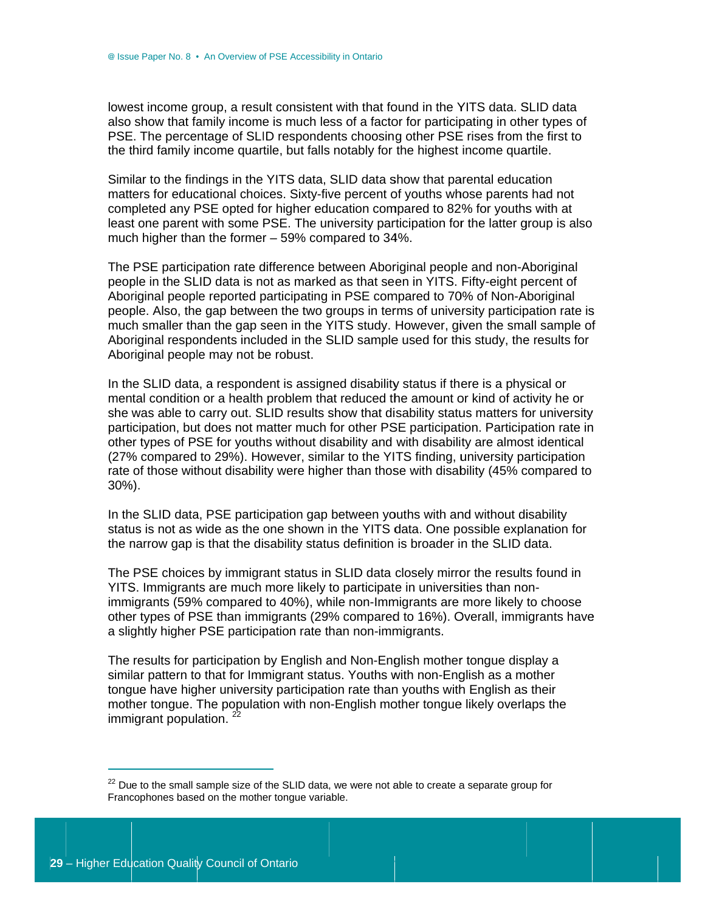lowest income group, a result consistent with that found in the YITS data. SLID data also show that family income is much less of a factor for participating in other types of PSE. The percentage of SLID respondents choosing other PSE rises from the first to the third family income quartile, but falls notably for the highest income quartile.

Similar to the findings in the YITS data, SLID data show that parental education matters for educational choices. Sixty-five percent of youths whose parents had not completed any PSE opted for higher education compared to 82% for youths with at least one parent with some PSE. The university participation for the latter group is also much higher than the former – 59% compared to 34%.

The PSE participation rate difference between Aboriginal people and non-Aboriginal people in the SLID data is not as marked as that seen in YITS. Fifty-eight percent of Aboriginal people reported participating in PSE compared to 70% of Non-Aboriginal people. Also, the gap between the two groups in terms of university participation rate is much smaller than the gap seen in the YITS study. However, given the small sample of Aboriginal respondents included in the SLID sample used for this study, the results for Aboriginal people may not be robust.

In the SLID data, a respondent is assigned disability status if there is a physical or mental condition or a health problem that reduced the amount or kind of activity he or she was able to carry out. SLID results show that disability status matters for university participation, but does not matter much for other PSE participation. Participation rate in other types of PSE for youths without disability and with disability are almost identical (27% compared to 29%). However, similar to the YITS finding, university participation rate of those without disability were higher than those with disability (45% compared to 30%).

In the SLID data, PSE participation gap between youths with and without disability status is not as wide as the one shown in the YITS data. One possible explanation for the narrow gap is that the disability status definition is broader in the SLID data.

The PSE choices by immigrant status in SLID data closely mirror the results found in YITS. Immigrants are much more likely to participate in universities than non-immigrants (59% compared to 40%), while non-Immigrants are more likely to choose other types of PSE than immigrants (29% compared to 16%). Overall, immigrants have a slightly higher PSE participation rate than non-immigrants.

The results for participation by English and Non-English mother tongue display a similar pattern to that for Immigrant status. Youths with non-English as a mother tongue have higher university participation rate than youths with English as their mother tongue. The population with non-English mother tongue likely overlaps the immigrant population. [22]

[22] Due to the small sample size of the SLID data, we were not able to create a separate group for Francophones based on the mother tongue variable.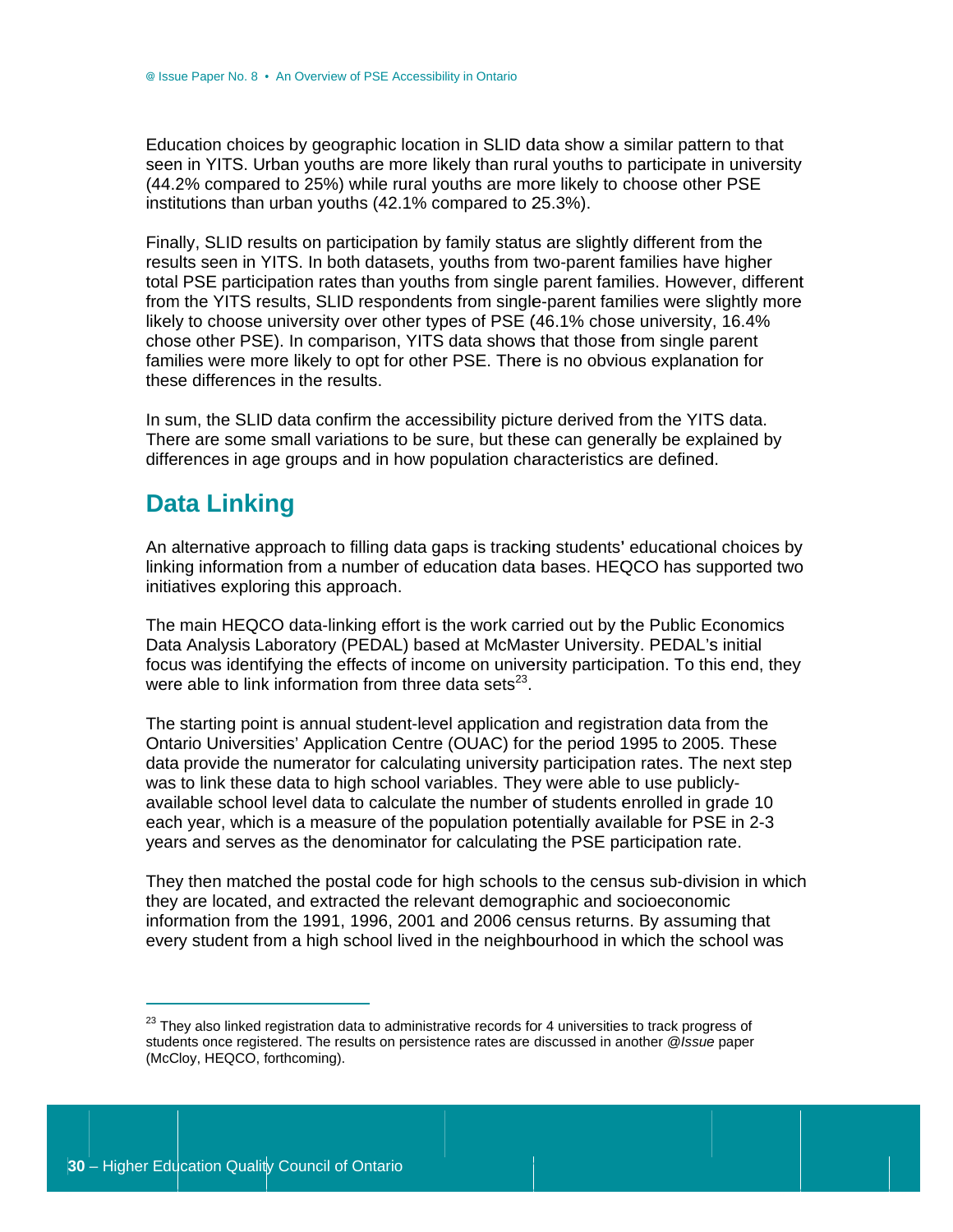Education choices by geographic location in SLID data show a similar pattern to that seen in YITS. Urban youths are more likely than rural youths to participate in university (44.2% compared to 25%) while rural youths are more likely to choose other PSE institutions than urban youths (42.1% compared to 25.3%).

Finally, SLID results on participation by family status are slightly different from the results seen in YITS. In both datasets, youths from two-parent families have higher total PSE participation rates than youths from single parent families. However, different from the YITS results, SLID respondents from single-parent families were slightly more likely to choose university over other types of PSE (46.1% chose university, 16.4% chose other PSE). In comparison, YITS data shows that those from single parent families were more likely to opt for other PSE. There is no obvious explanation for these differences in the results.

In sum, the SLID data confirm the accessibility picture derived from the YITS data. There are some small variations to be sure, but these can generally be explained by differences in age groups and in how population characteristics are defined.

## Data Linking

An alternative approach to filling data gaps is tracking students' educational choices by linking information from a number of education data bases. HEQCO has supported two initiatives exploring this approach.

The main HEQCO data-linking effort is the work carried out by the Public Economics Data Analysis Laboratory (PEDAL) based at McMaster University. PEDAL's initial focus was identifying the effects of income on university participation. To this end, they were able to link information from three data sets[23].

The starting point is annual student-level application and registration data from the Ontario Universities' Application Centre (OUAC) for the period 1995 to 2005. These data provide the numerator for calculating university participation rates. The next step was to link these data to high school variables. They were able to use publicly-available school level data to calculate the number of students enrolled in grade 10 each year, which is a measure of the population potentially available for PSE in 2-3 years and serves as the denominator for calculating the PSE participation rate.

They then matched the postal code for high schools to the census sub-division in which they are located, and extracted the relevant demographic and socioeconomic information from the 1991, 1996, 2001 and 2006 census returns. By assuming that every student from a high school lived in the neighbourhood in which the school was

---

[23] They also linked registration data to administrative records for 4 universities to track progress of students once registered. The results on persistence rates are discussed in another @*Issue* paper (McCloy, HEQCO, forthcoming).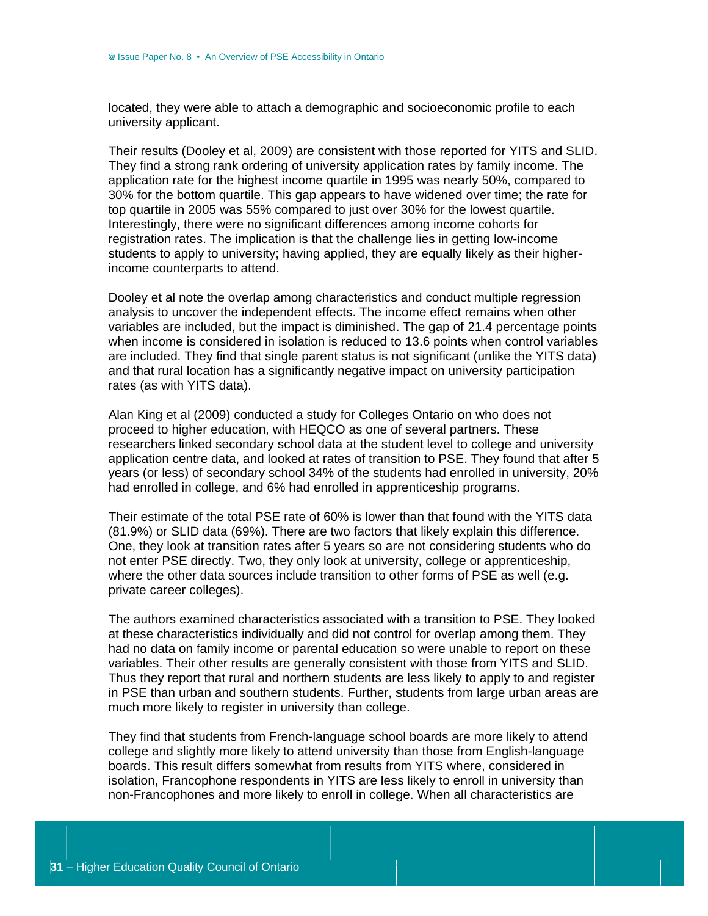located, they were able to attach a demographic and socioeconomic profile to each university applicant.

Their results (Dooley et al, 2009) are consistent with those reported for YITS and SLID. They find a strong rank ordering of university application rates by family income. The application rate for the highest income quartile in 1995 was nearly 50%, compared to 30% for the bottom quartile. This gap appears to have widened over time; the rate for top quartile in 2005 was 55% compared to just over 30% for the lowest quartile. Interestingly, there were no significant differences among income cohorts for registration rates. The implication is that the challenge lies in getting low-income students to apply to university; having applied, they are equally likely as their higher-income counterparts to attend.

Dooley et al note the overlap among characteristics and conduct multiple regression analysis to uncover the independent effects. The income effect remains when other variables are included, but the impact is diminished. The gap of 21.4 percentage points when income is considered in isolation is reduced to 13.6 points when control variables are included. They find that single parent status is not significant (unlike the YITS data) and that rural location has a significantly negative impact on university participation rates (as with YITS data).

Alan King et al (2009) conducted a study for Colleges Ontario on who does not proceed to higher education, with HEQCO as one of several partners. These researchers linked secondary school data at the student level to college and university application centre data, and looked at rates of transition to PSE. They found that after 5 years (or less) of secondary school 34% of the students had enrolled in university, 20% had enrolled in college, and 6% had enrolled in apprenticeship programs.

Their estimate of the total PSE rate of 60% is lower than that found with the YITS data (81.9%) or SLID data (69%). There are two factors that likely explain this difference. One, they look at transition rates after 5 years so are not considering students who do not enter PSE directly. Two, they only look at university, college or apprenticeship, where the other data sources include transition to other forms of PSE as well (e.g. private career colleges).

The authors examined characteristics associated with a transition to PSE. They looked at these characteristics individually and did not control for overlap among them. They had no data on family income or parental education so were unable to report on these variables. Their other results are generally consistent with those from YITS and SLID. Thus they report that rural and northern students are less likely to apply to and register in PSE than urban and southern students. Further, students from large urban areas are much more likely to register in university than college.

They find that students from French-language school boards are more likely to attend college and slightly more likely to attend university than those from English-language boards. This result differs somewhat from results from YITS where, considered in isolation, Francophone respondents in YITS are less likely to enroll in university than non-Francophones and more likely to enroll in college. When all characteristics are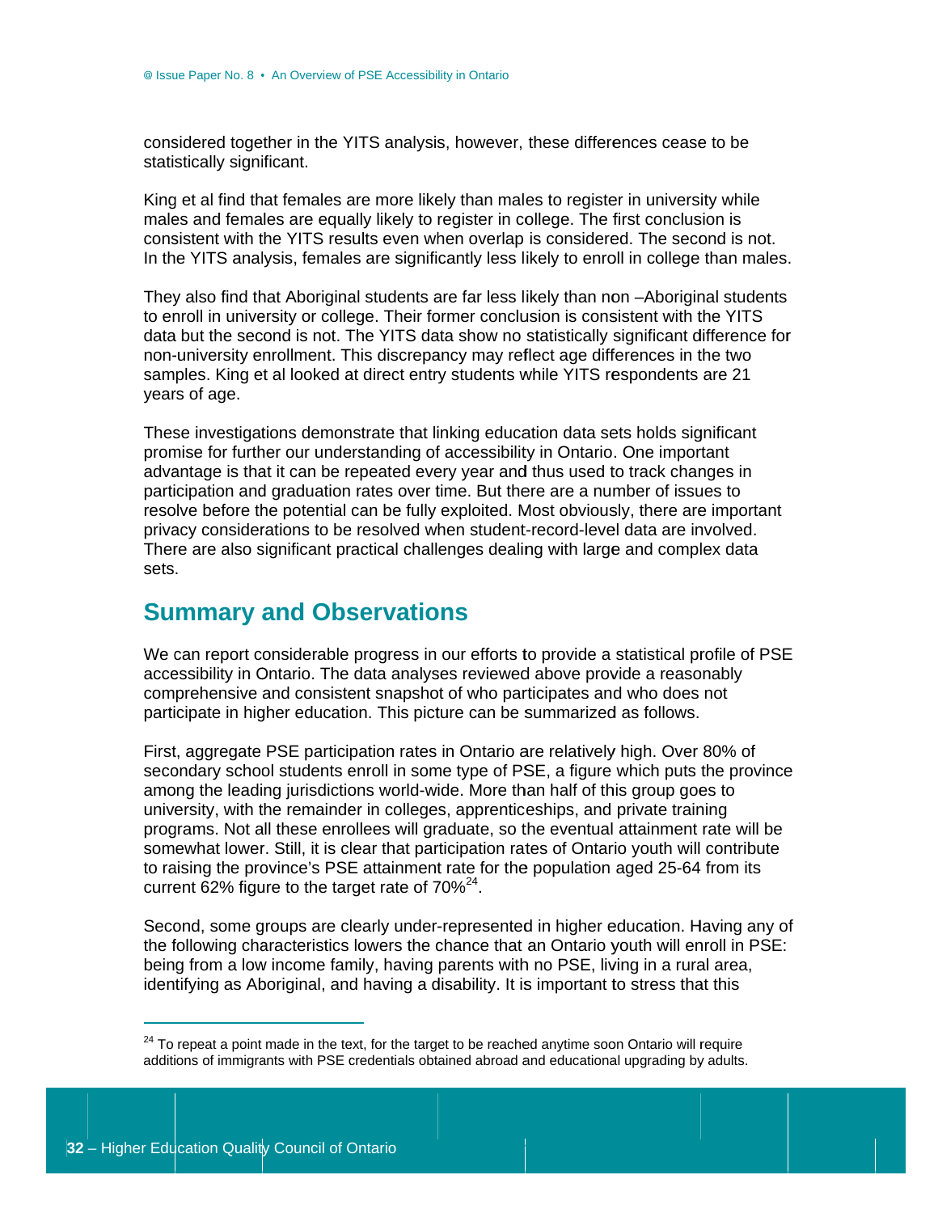considered together in the YITS analysis, however, these differences cease to be statistically significant.

King et al find that females are more likely than males to register in university while males and females are equally likely to register in college. The first conclusion is consistent with the YITS results even when overlap is considered. The second is not. In the YITS analysis, females are significantly less likely to enroll in college than males.

They also find that Aboriginal students are far less likely than non –Aboriginal students to enroll in university or college. Their former conclusion is consistent with the YITS data but the second is not. The YITS data show no statistically significant difference for non-university enrollment. This discrepancy may reflect age differences in the two samples. King et al looked at direct entry students while YITS respondents are 21 years of age.

These investigations demonstrate that linking education data sets holds significant promise for further our understanding of accessibility in Ontario. One important advantage is that it can be repeated every year and thus used to track changes in participation and graduation rates over time. But there are a number of issues to resolve before the potential can be fully exploited. Most obviously, there are important privacy considerations to be resolved when student-record-level data are involved. There are also significant practical challenges dealing with large and complex data sets.

## Summary and Observations

We can report considerable progress in our efforts to provide a statistical profile of PSE accessibility in Ontario. The data analyses reviewed above provide a reasonably comprehensive and consistent snapshot of who participates and who does not participate in higher education. This picture can be summarized as follows.

First, aggregate PSE participation rates in Ontario are relatively high. Over 80% of secondary school students enroll in some type of PSE, a figure which puts the province among the leading jurisdictions world-wide. More than half of this group goes to university, with the remainder in colleges, apprenticeships, and private training programs. Not all these enrollees will graduate, so the eventual attainment rate will be somewhat lower. Still, it is clear that participation rates of Ontario youth will contribute to raising the province's PSE attainment rate for the population aged 25-64 from its current 62% figure to the target rate of 70%[24].

Second, some groups are clearly under-represented in higher education. Having any of the following characteristics lowers the chance that an Ontario youth will enroll in PSE: being from a low income family, having parents with no PSE, living in a rural area, identifying as Aboriginal, and having a disability. It is important to stress that this

---

[24] To repeat a point made in the text, for the target to be reached anytime soon Ontario will require additions of immigrants with PSE credentials obtained abroad and educational upgrading by adults.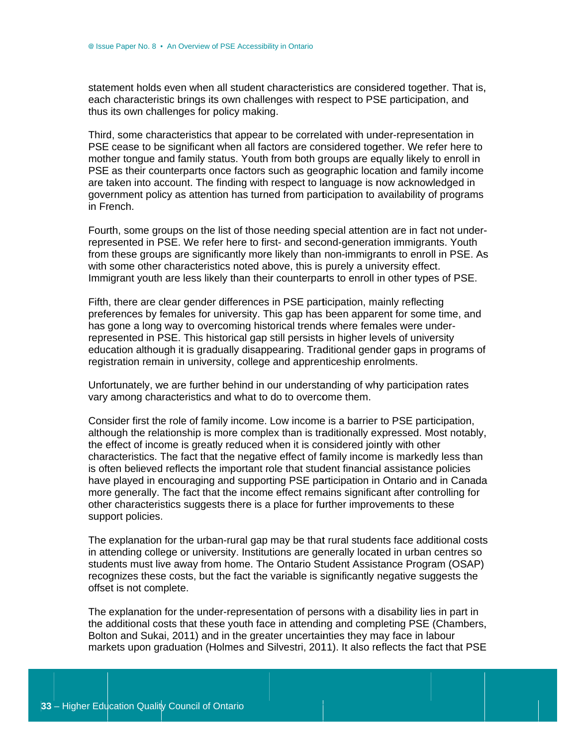statement holds even when all student characteristics are considered together. That is, each characteristic brings its own challenges with respect to PSE participation, and thus its own challenges for policy making.

Third, some characteristics that appear to be correlated with under-representation in PSE cease to be significant when all factors are considered together. We refer here to mother tongue and family status. Youth from both groups are equally likely to enroll in PSE as their counterparts once factors such as geographic location and family income are taken into account. The finding with respect to language is now acknowledged in government policy as attention has turned from participation to availability of programs in French.

Fourth, some groups on the list of those needing special attention are in fact not under-represented in PSE. We refer here to first- and second-generation immigrants. Youth from these groups are significantly more likely than non-immigrants to enroll in PSE. As with some other characteristics noted above, this is purely a university effect. Immigrant youth are less likely than their counterparts to enroll in other types of PSE.

Fifth, there are clear gender differences in PSE participation, mainly reflecting preferences by females for university. This gap has been apparent for some time, and has gone a long way to overcoming historical trends where females were under-represented in PSE. This historical gap still persists in higher levels of university education although it is gradually disappearing. Traditional gender gaps in programs of registration remain in university, college and apprenticeship enrolments.

Unfortunately, we are further behind in our understanding of why participation rates vary among characteristics and what to do to overcome them.

Consider first the role of family income. Low income is a barrier to PSE participation, although the relationship is more complex than is traditionally expressed. Most notably, the effect of income is greatly reduced when it is considered jointly with other characteristics. The fact that the negative effect of family income is markedly less than is often believed reflects the important role that student financial assistance policies have played in encouraging and supporting PSE participation in Ontario and in Canada more generally. The fact that the income effect remains significant after controlling for other characteristics suggests there is a place for further improvements to these support policies.

The explanation for the urban-rural gap may be that rural students face additional costs in attending college or university. Institutions are generally located in urban centres so students must live away from home. The Ontario Student Assistance Program (OSAP) recognizes these costs, but the fact the variable is significantly negative suggests the offset is not complete.

The explanation for the under-representation of persons with a disability lies in part in the additional costs that these youth face in attending and completing PSE (Chambers, Bolton and Sukai, 2011) and in the greater uncertainties they may face in labour markets upon graduation (Holmes and Silvestri, 2011). It also reflects the fact that PSE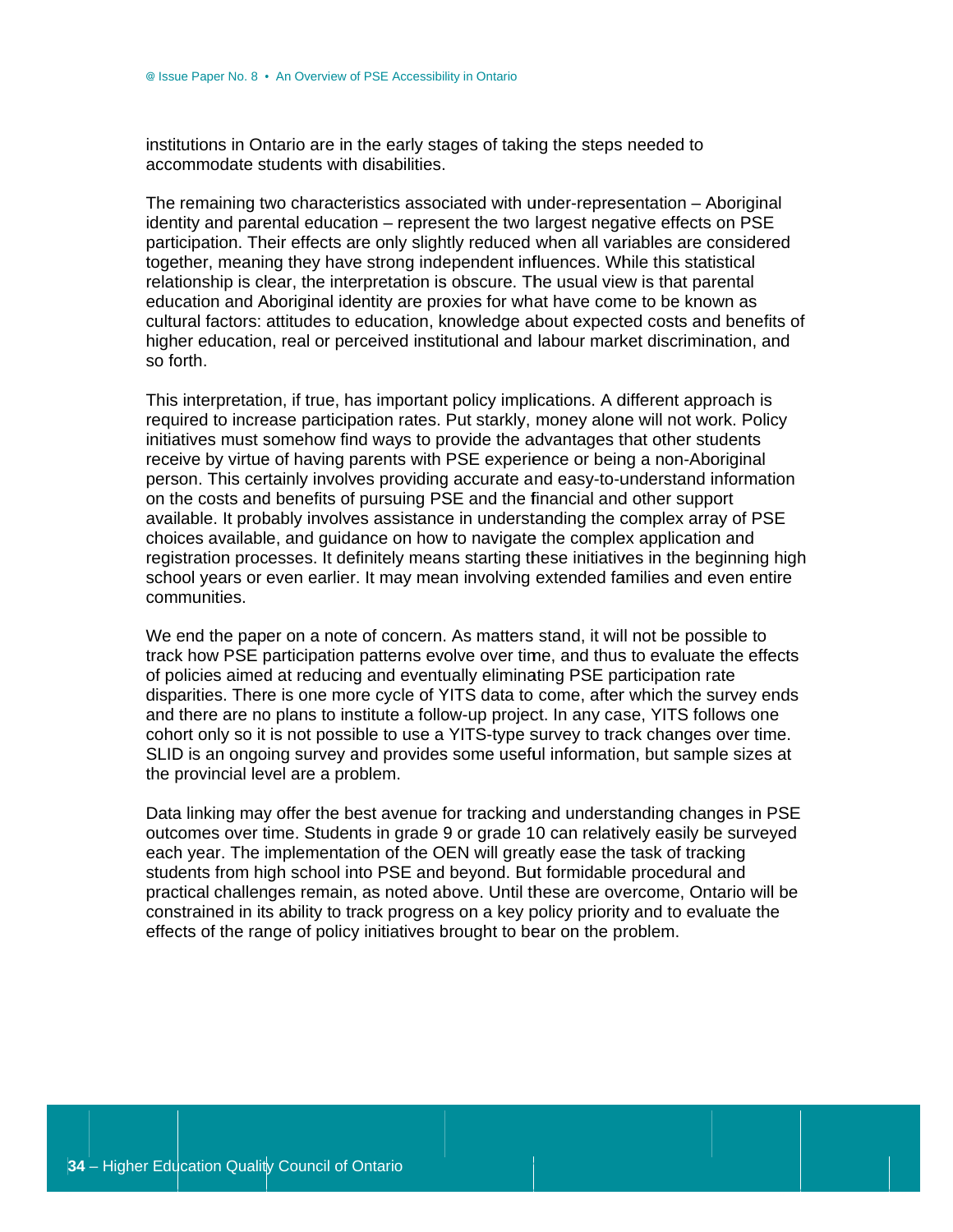institutions in Ontario are in the early stages of taking the steps needed to accommodate students with disabilities.

The remaining two characteristics associated with under-representation – Aboriginal identity and parental education – represent the two largest negative effects on PSE participation. Their effects are only slightly reduced when all variables are considered together, meaning they have strong independent influences. While this statistical relationship is clear, the interpretation is obscure. The usual view is that parental education and Aboriginal identity are proxies for what have come to be known as cultural factors: attitudes to education, knowledge about expected costs and benefits of higher education, real or perceived institutional and labour market discrimination, and so forth.

This interpretation, if true, has important policy implications. A different approach is required to increase participation rates. Put starkly, money alone will not work. Policy initiatives must somehow find ways to provide the advantages that other students receive by virtue of having parents with PSE experience or being a non-Aboriginal person. This certainly involves providing accurate and easy-to-understand information on the costs and benefits of pursuing PSE and the financial and other support available. It probably involves assistance in understanding the complex array of PSE choices available, and guidance on how to navigate the complex application and registration processes. It definitely means starting these initiatives in the beginning high school years or even earlier. It may mean involving extended families and even entire communities.

We end the paper on a note of concern. As matters stand, it will not be possible to track how PSE participation patterns evolve over time, and thus to evaluate the effects of policies aimed at reducing and eventually eliminating PSE participation rate disparities. There is one more cycle of YITS data to come, after which the survey ends and there are no plans to institute a follow-up project. In any case, YITS follows one cohort only so it is not possible to use a YITS-type survey to track changes over time. SLID is an ongoing survey and provides some useful information, but sample sizes at the provincial level are a problem.

Data linking may offer the best avenue for tracking and understanding changes in PSE outcomes over time. Students in grade 9 or grade 10 can relatively easily be surveyed each year. The implementation of the OEN will greatly ease the task of tracking students from high school into PSE and beyond. But formidable procedural and practical challenges remain, as noted above. Until these are overcome, Ontario will be constrained in its ability to track progress on a key policy priority and to evaluate the effects of the range of policy initiatives brought to bear on the problem.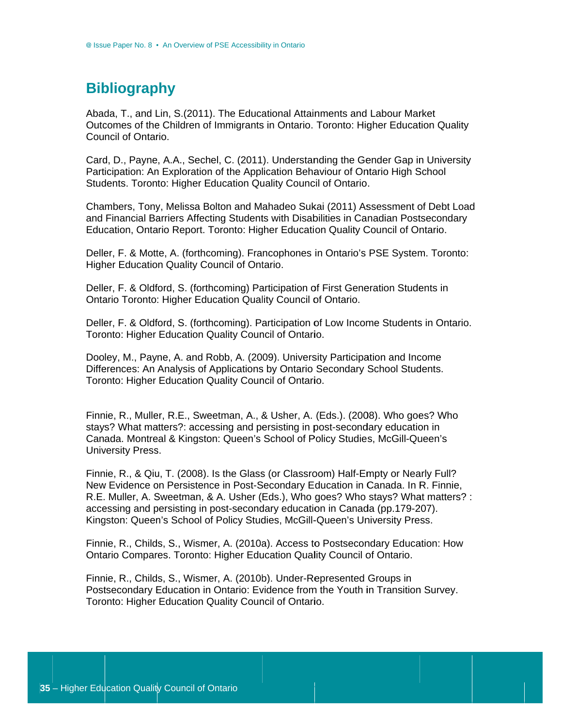# Bibliography

Abada, T., and Lin, S.(2011). The Educational Attainments and Labour Market Outcomes of the Children of Immigrants in Ontario. Toronto: Higher Education Quality Council of Ontario.

Card, D., Payne, A.A., Sechel, C. (2011). Understanding the Gender Gap in University Participation: An Exploration of the Application Behaviour of Ontario High School Students. Toronto: Higher Education Quality Council of Ontario.

Chambers, Tony, Melissa Bolton and Mahadeo Sukai (2011) Assessment of Debt Load and Financial Barriers Affecting Students with Disabilities in Canadian Postsecondary Education, Ontario Report. Toronto: Higher Education Quality Council of Ontario.

Deller, F. & Motte, A. (forthcoming). Francophones in Ontario's PSE System. Toronto: Higher Education Quality Council of Ontario.

Deller, F. & Oldford, S. (forthcoming) Participation of First Generation Students in Ontario Toronto: Higher Education Quality Council of Ontario.

Deller, F. & Oldford, S. (forthcoming). Participation of Low Income Students in Ontario. Toronto: Higher Education Quality Council of Ontario.

Dooley, M., Payne, A. and Robb, A. (2009). University Participation and Income Differences: An Analysis of Applications by Ontario Secondary School Students. Toronto: Higher Education Quality Council of Ontario.

Finnie, R., Muller, R.E., Sweetman, A., & Usher, A. (Eds.). (2008). Who goes? Who stays? What matters?: accessing and persisting in post-secondary education in Canada. Montreal & Kingston: Queen's School of Policy Studies, McGill-Queen's University Press.

Finnie, R., & Qiu, T. (2008). Is the Glass (or Classroom) Half-Empty or Nearly Full? New Evidence on Persistence in Post-Secondary Education in Canada. In R. Finnie, R.E. Muller, A. Sweetman, & A. Usher (Eds.), Who goes? Who stays? What matters? : accessing and persisting in post-secondary education in Canada (pp.179-207). Kingston: Queen's School of Policy Studies, McGill-Queen's University Press.

Finnie, R., Childs, S., Wismer, A. (2010a). Access to Postsecondary Education: How Ontario Compares. Toronto: Higher Education Quality Council of Ontario.

Finnie, R., Childs, S., Wismer, A. (2010b). Under-Represented Groups in Postsecondary Education in Ontario: Evidence from the Youth in Transition Survey. Toronto: Higher Education Quality Council of Ontario.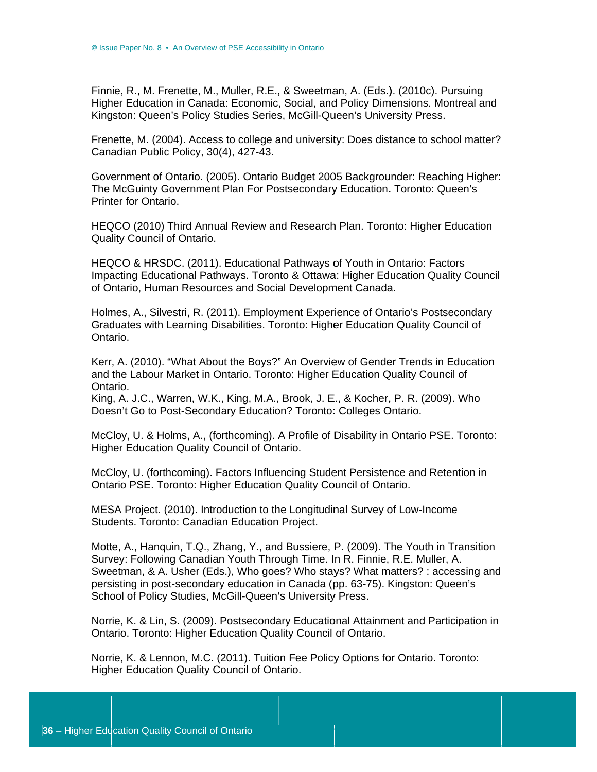Finnie, R., M. Frenette, M., Muller, R.E., & Sweetman, A. (Eds.). (2010c). Pursuing Higher Education in Canada: Economic, Social, and Policy Dimensions. Montreal and Kingston: Queen's Policy Studies Series, McGill-Queen's University Press.

Frenette, M. (2004). Access to college and university: Does distance to school matter? Canadian Public Policy, 30(4), 427-43.

Government of Ontario. (2005). Ontario Budget 2005 Backgrounder: Reaching Higher: The McGuinty Government Plan For Postsecondary Education. Toronto: Queen's Printer for Ontario.

HEQCO (2010) Third Annual Review and Research Plan. Toronto: Higher Education Quality Council of Ontario.

HEQCO & HRSDC. (2011). Educational Pathways of Youth in Ontario: Factors Impacting Educational Pathways. Toronto & Ottawa: Higher Education Quality Council of Ontario, Human Resources and Social Development Canada.

Holmes, A., Silvestri, R. (2011). Employment Experience of Ontario's Postsecondary Graduates with Learning Disabilities. Toronto: Higher Education Quality Council of Ontario.

Kerr, A. (2010). "What About the Boys?" An Overview of Gender Trends in Education and the Labour Market in Ontario. Toronto: Higher Education Quality Council of Ontario.

King, A. J.C., Warren, W.K., King, M.A., Brook, J. E., & Kocher, P. R. (2009). Who Doesn't Go to Post-Secondary Education? Toronto: Colleges Ontario.

McCloy, U. & Holms, A., (forthcoming). A Profile of Disability in Ontario PSE. Toronto: Higher Education Quality Council of Ontario.

McCloy, U. (forthcoming). Factors Influencing Student Persistence and Retention in Ontario PSE. Toronto: Higher Education Quality Council of Ontario.

MESA Project. (2010). Introduction to the Longitudinal Survey of Low-Income Students. Toronto: Canadian Education Project.

Motte, A., Hanquin, T.Q., Zhang, Y., and Bussiere, P. (2009). The Youth in Transition Survey: Following Canadian Youth Through Time. In R. Finnie, R.E. Muller, A. Sweetman, & A. Usher (Eds.), Who goes? Who stays? What matters? : accessing and persisting in post-secondary education in Canada (pp. 63-75). Kingston: Queen's School of Policy Studies, McGill-Queen's University Press.

Norrie, K. & Lin, S. (2009). Postsecondary Educational Attainment and Participation in Ontario. Toronto: Higher Education Quality Council of Ontario.

Norrie, K. & Lennon, M.C. (2011). Tuition Fee Policy Options for Ontario. Toronto: Higher Education Quality Council of Ontario.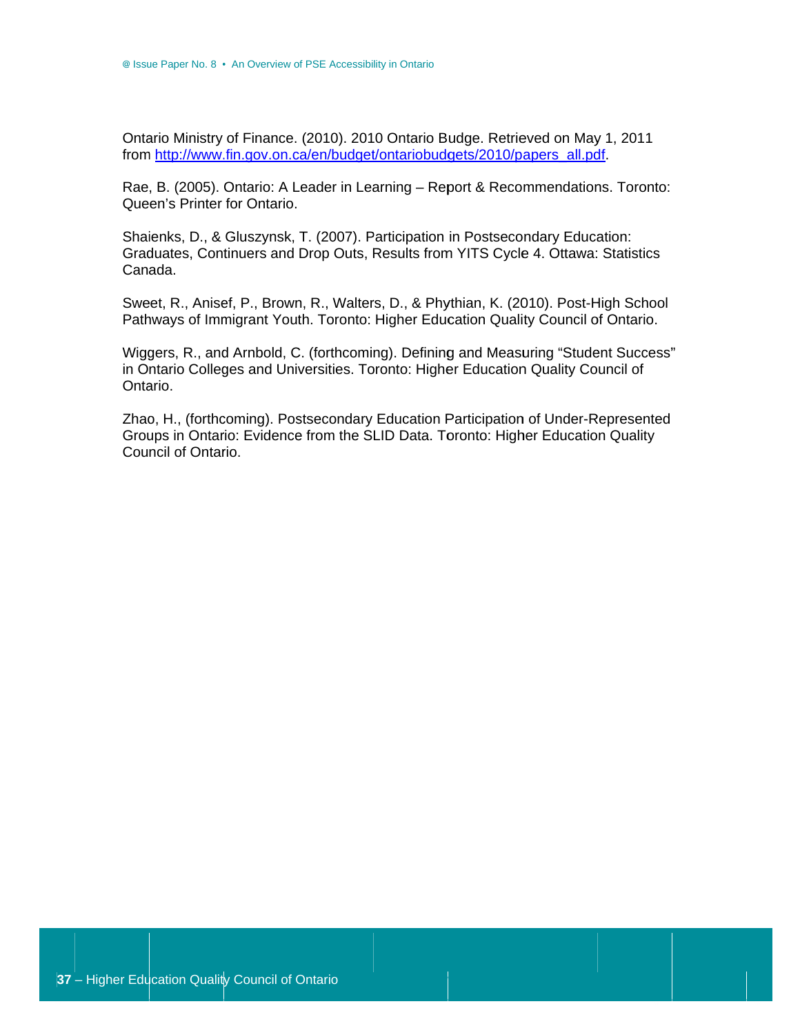Ontario Ministry of Finance. (2010). 2010 Ontario Budge. Retrieved on May 1, 2011 from http://www.fin.gov.on.ca/en/budget/ontariobudgets/2010/papers_all.pdf.

Rae, B. (2005). Ontario: A Leader in Learning – Report & Recommendations. Toronto: Queen's Printer for Ontario.

Shaienks, D., & Gluszynsk, T. (2007). Participation in Postsecondary Education: Graduates, Continuers and Drop Outs, Results from YITS Cycle 4. Ottawa: Statistics Canada.

Sweet, R., Anisef, P., Brown, R., Walters, D., & Phythian, K. (2010). Post-High School Pathways of Immigrant Youth. Toronto: Higher Education Quality Council of Ontario.

Wiggers, R., and Arnbold, C. (forthcoming). Defining and Measuring "Student Success" in Ontario Colleges and Universities. Toronto: Higher Education Quality Council of Ontario.

Zhao, H., (forthcoming). Postsecondary Education Participation of Under-Represented Groups in Ontario: Evidence from the SLID Data. Toronto: Higher Education Quality Council of Ontario.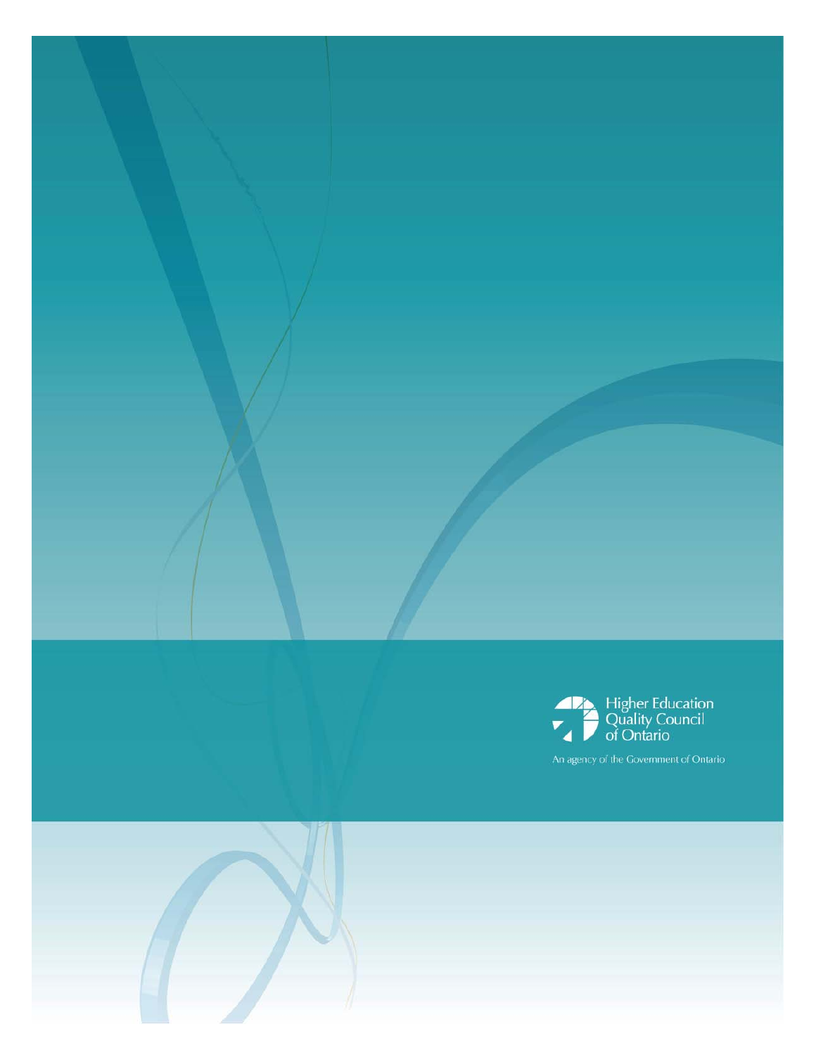Higher Education Quality Council of Ontario

An agency of the Government of Ontario